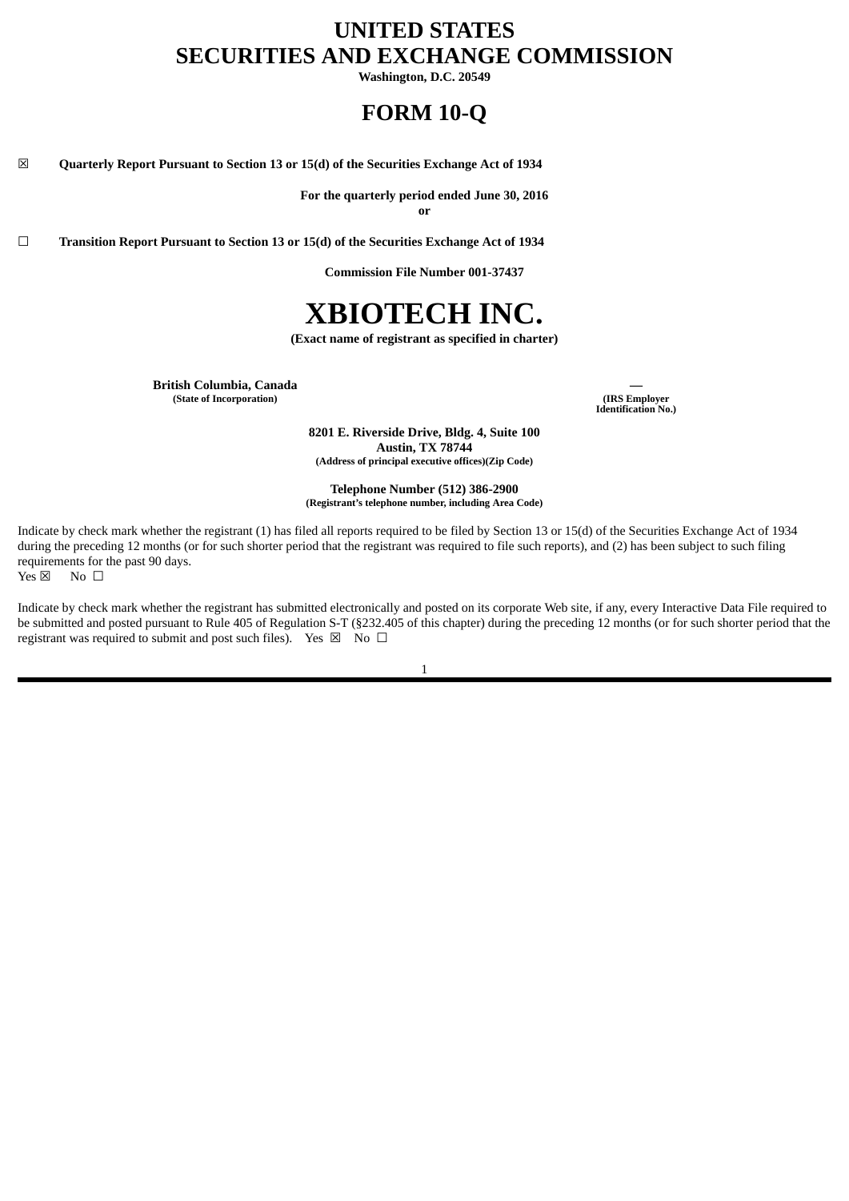# UNITED STATES
# SECURITIES AND EXCHANGE COMMISSION

**Washington, D.C. 20549**

# FORM 10-Q

☒ **Quarterly Report Pursuant to Section 13 or 15(d) of the Securities Exchange Act of 1934**

**For the quarterly period ended June 30, 2016**

**or**

☐ **Transition Report Pursuant to Section 13 or 15(d) of the Securities Exchange Act of 1934**

**Commission File Number 001-37437**

# XBIOTECH INC.

**(Exact name of registrant as specified in charter)**

| **British Columbia, Canada** | **—** |
|---|---|
| **(State of Incorporation)** | **(IRS Employer Identification No.)** |

**8201 E. Riverside Drive, Bldg. 4, Suite 100**
**Austin, TX 78744**
**(Address of principal executive offices)(Zip Code)**

**Telephone Number (512) 386-2900**
**(Registrant's telephone number, including Area Code)**

Indicate by check mark whether the registrant (1) has filed all reports required to be filed by Section 13 or 15(d) of the Securities Exchange Act of 1934 during the preceding 12 months (or for such shorter period that the registrant was required to file such reports), and (2) has been subject to such filing requirements for the past 90 days.
Yes ☒ No ☐

Indicate by check mark whether the registrant has submitted electronically and posted on its corporate Web site, if any, every Interactive Data File required to be submitted and posted pursuant to Rule 405 of Regulation S-T (§232.405 of this chapter) during the preceding 12 months (or for such shorter period that the registrant was required to submit and post such files). Yes ☒ No ☐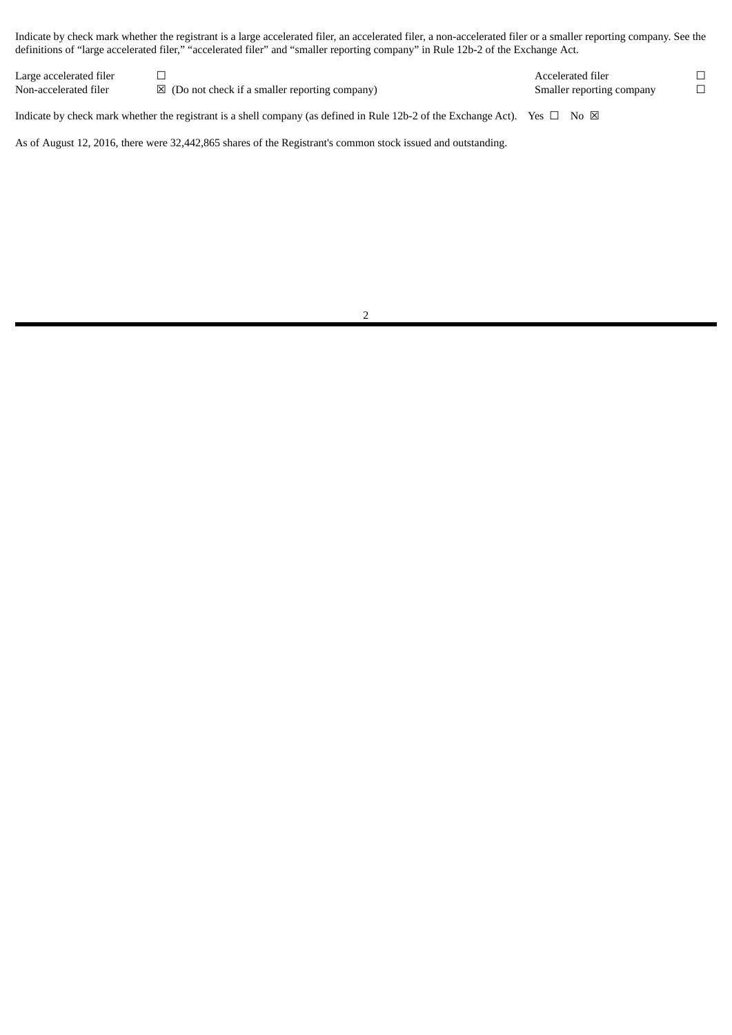Indicate by check mark whether the registrant is a large accelerated filer, an accelerated filer, a non-accelerated filer or a smaller reporting company. See the definitions of "large accelerated filer," "accelerated filer" and "smaller reporting company" in Rule 12b-2 of the Exchange Act.

| | | | |
|---|---|---|---|
| Large accelerated filer | ☐ | Accelerated filer | ☐ |
| Non-accelerated filer | ☒ (Do not check if a smaller reporting company) | Smaller reporting company | ☐ |

Indicate by check mark whether the registrant is a shell company (as defined in Rule 12b-2 of the Exchange Act). Yes ☐ No ☒

As of August 12, 2016, there were 32,442,865 shares of the Registrant's common stock issued and outstanding.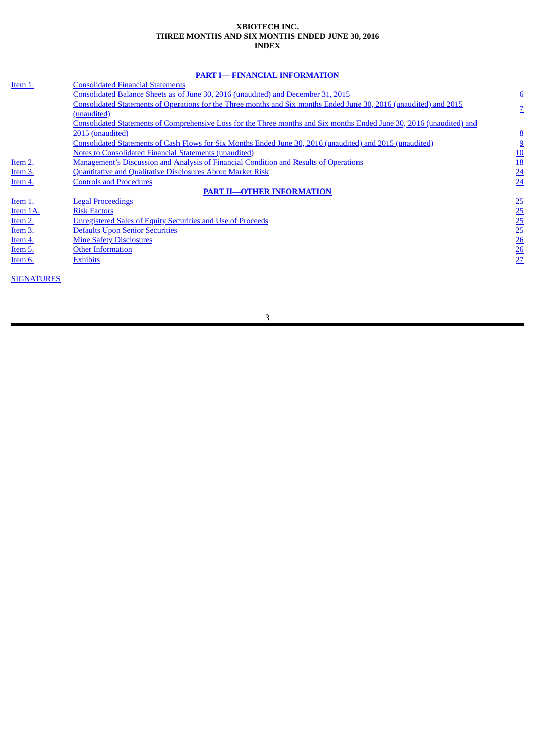**XBIOTECH INC.**
**THREE MONTHS AND SIX MONTHS ENDED JUNE 30, 2016**
**INDEX**

**PART I— FINANCIAL INFORMATION**

| | | |
|---|---|---|
| Item 1. | Consolidated Financial Statements | |
| | Consolidated Balance Sheets as of June 30, 2016 (unaudited) and December 31, 2015 | 6 |
| | Consolidated Statements of Operations for the Three months and Six months Ended June 30, 2016 (unaudited) and 2015 (unaudited) | 7 |
| | Consolidated Statements of Comprehensive Loss for the Three months and Six months Ended June 30, 2016 (unaudited) and 2015 (unaudited) | 8 |
| | Consolidated Statements of Cash Flows for Six Months Ended June 30, 2016 (unaudited) and 2015 (unaudited) | 9 |
| | Notes to Consolidated Financial Statements (unaudited) | 10 |
| Item 2. | Management's Discussion and Analysis of Financial Condition and Results of Operations | 18 |
| Item 3. | Quantitative and Qualitative Disclosures About Market Risk | 24 |
| Item 4. | Controls and Procedures | 24 |

**PART II—OTHER INFORMATION**

| | | |
|---|---|---|
| Item 1. | Legal Proceedings | 25 |
| Item 1A. | Risk Factors | 25 |
| Item 2. | Unregistered Sales of Equity Securities and Use of Proceeds | 25 |
| Item 3. | Defaults Upon Senior Securities | 25 |
| Item 4. | Mine Safety Disclosures | 26 |
| Item 5. | Other Information | 26 |
| Item 6. | Exhibits | 27 |

SIGNATURES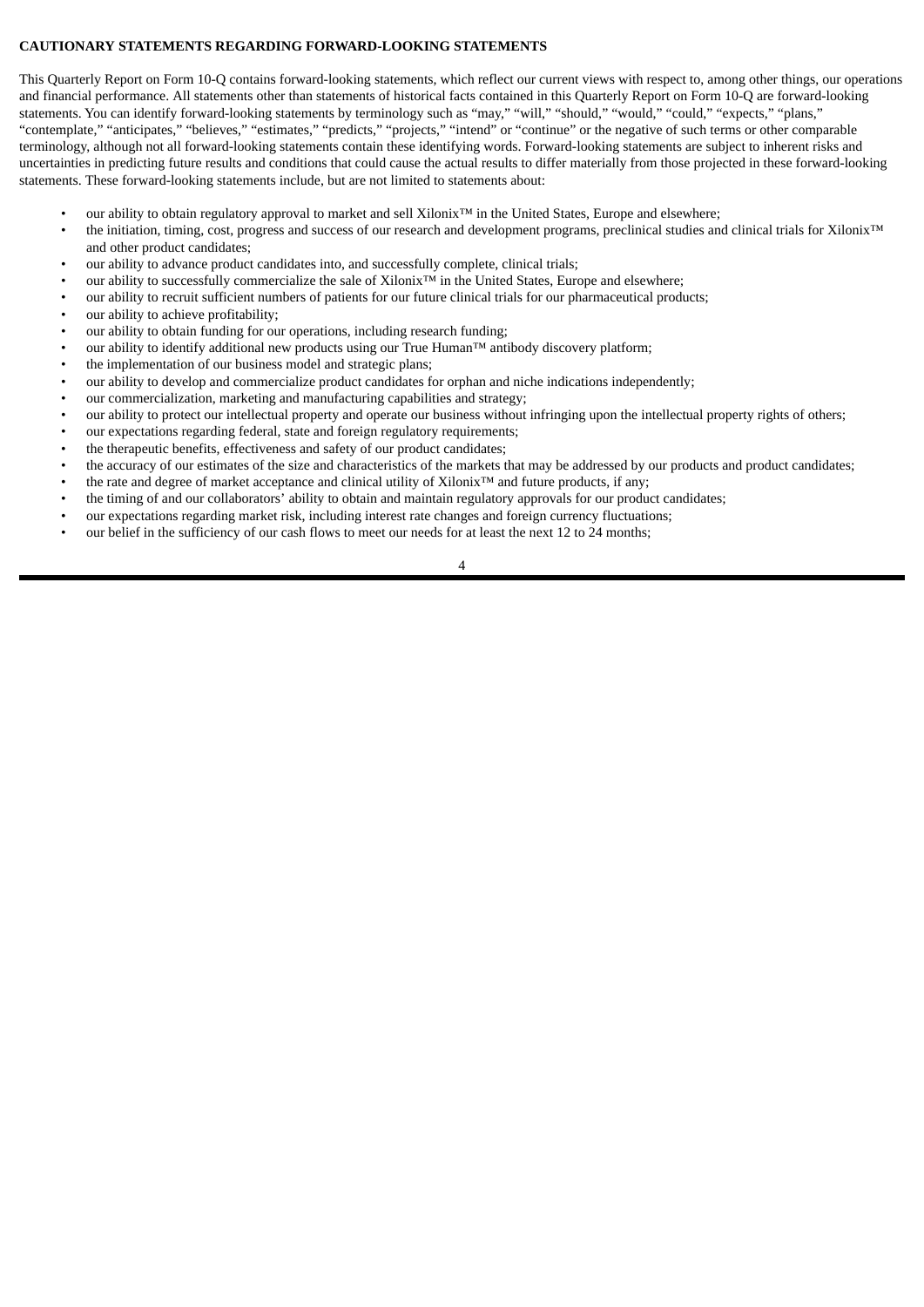**CAUTIONARY STATEMENTS REGARDING FORWARD-LOOKING STATEMENTS**

This Quarterly Report on Form 10-Q contains forward-looking statements, which reflect our current views with respect to, among other things, our operations and financial performance. All statements other than statements of historical facts contained in this Quarterly Report on Form 10-Q are forward-looking statements. You can identify forward-looking statements by terminology such as "may," "will," "should," "would," "could," "expects," "plans," "contemplate," "anticipates," "believes," "estimates," "predicts," "projects," "intend" or "continue" or the negative of such terms or other comparable terminology, although not all forward-looking statements contain these identifying words. Forward-looking statements are subject to inherent risks and uncertainties in predicting future results and conditions that could cause the actual results to differ materially from those projected in these forward-looking statements. These forward-looking statements include, but are not limited to statements about:

- our ability to obtain regulatory approval to market and sell Xilonix™ in the United States, Europe and elsewhere;
- the initiation, timing, cost, progress and success of our research and development programs, preclinical studies and clinical trials for Xilonix™ and other product candidates;
- our ability to advance product candidates into, and successfully complete, clinical trials;
- our ability to successfully commercialize the sale of Xilonix™ in the United States, Europe and elsewhere;
- our ability to recruit sufficient numbers of patients for our future clinical trials for our pharmaceutical products;
- our ability to achieve profitability;
- our ability to obtain funding for our operations, including research funding;
- our ability to identify additional new products using our True Human™ antibody discovery platform;
- the implementation of our business model and strategic plans;
- our ability to develop and commercialize product candidates for orphan and niche indications independently;
- our commercialization, marketing and manufacturing capabilities and strategy;
- our ability to protect our intellectual property and operate our business without infringing upon the intellectual property rights of others;
- our expectations regarding federal, state and foreign regulatory requirements;
- the therapeutic benefits, effectiveness and safety of our product candidates;
- the accuracy of our estimates of the size and characteristics of the markets that may be addressed by our products and product candidates;
- the rate and degree of market acceptance and clinical utility of Xilonix™ and future products, if any;
- the timing of and our collaborators' ability to obtain and maintain regulatory approvals for our product candidates;
- our expectations regarding market risk, including interest rate changes and foreign currency fluctuations;
- our belief in the sufficiency of our cash flows to meet our needs for at least the next 12 to 24 months;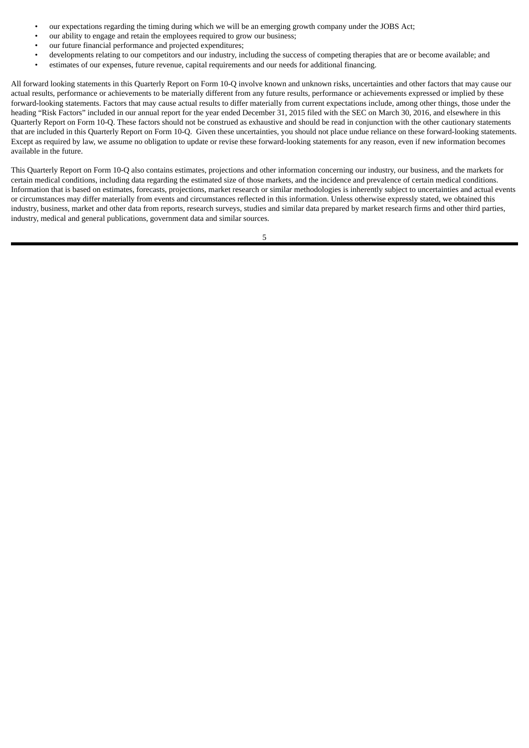- our expectations regarding the timing during which we will be an emerging growth company under the JOBS Act;
- our ability to engage and retain the employees required to grow our business;
- our future financial performance and projected expenditures;
- developments relating to our competitors and our industry, including the success of competing therapies that are or become available; and
- estimates of our expenses, future revenue, capital requirements and our needs for additional financing.

All forward looking statements in this Quarterly Report on Form 10-Q involve known and unknown risks, uncertainties and other factors that may cause our actual results, performance or achievements to be materially different from any future results, performance or achievements expressed or implied by these forward-looking statements. Factors that may cause actual results to differ materially from current expectations include, among other things, those under the heading "Risk Factors" included in our annual report for the year ended December 31, 2015 filed with the SEC on March 30, 2016, and elsewhere in this Quarterly Report on Form 10-Q. These factors should not be construed as exhaustive and should be read in conjunction with the other cautionary statements that are included in this Quarterly Report on Form 10-Q. Given these uncertainties, you should not place undue reliance on these forward-looking statements. Except as required by law, we assume no obligation to update or revise these forward-looking statements for any reason, even if new information becomes available in the future.

This Quarterly Report on Form 10-Q also contains estimates, projections and other information concerning our industry, our business, and the markets for certain medical conditions, including data regarding the estimated size of those markets, and the incidence and prevalence of certain medical conditions. Information that is based on estimates, forecasts, projections, market research or similar methodologies is inherently subject to uncertainties and actual events or circumstances may differ materially from events and circumstances reflected in this information. Unless otherwise expressly stated, we obtained this industry, business, market and other data from reports, research surveys, studies and similar data prepared by market research firms and other third parties, industry, medical and general publications, government data and similar sources.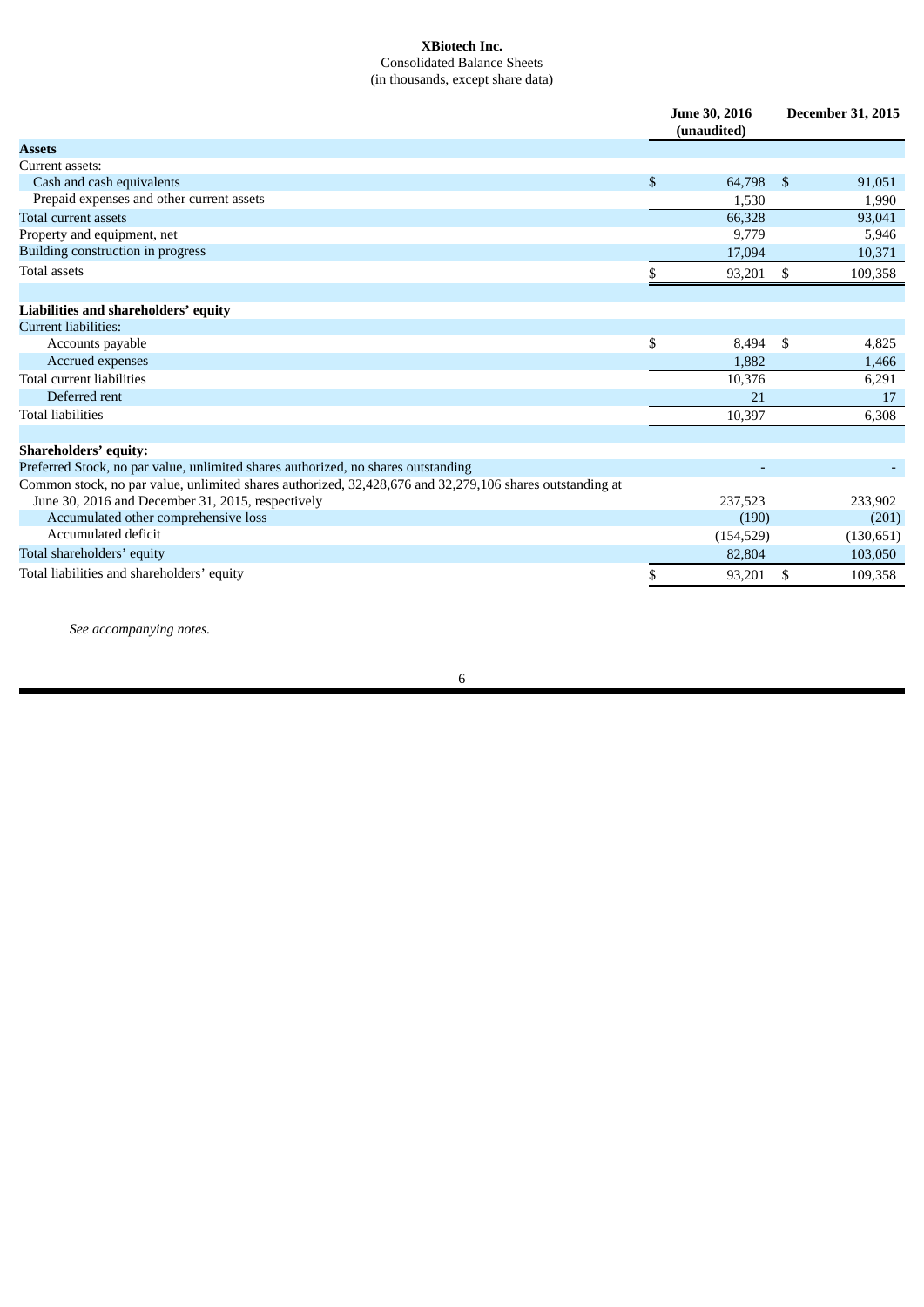**XBiotech Inc.**
Consolidated Balance Sheets
(in thousands, except share data)

| | June 30, 2016 (unaudited) | December 31, 2015 |
|---|---|---|
| **Assets** | | |
| Current assets: | | |
| Cash and cash equivalents | $ 64,798 | $ 91,051 |
| Prepaid expenses and other current assets | 1,530 | 1,990 |
| Total current assets | 66,328 | 93,041 |
| Property and equipment, net | 9,779 | 5,946 |
| Building construction in progress | 17,094 | 10,371 |
| Total assets | $ 93,201 | $ 109,358 |
| | | |
| **Liabilities and shareholders' equity** | | |
| Current liabilities: | | |
| Accounts payable | $ 8,494 | $ 4,825 |
| Accrued expenses | 1,882 | 1,466 |
| Total current liabilities | 10,376 | 6,291 |
| Deferred rent | 21 | 17 |
| Total liabilities | 10,397 | 6,308 |
| | | |
| **Shareholders' equity:** | | |
| Preferred Stock, no par value, unlimited shares authorized, no shares outstanding | - | - |
| Common stock, no par value, unlimited shares authorized, 32,428,676 and 32,279,106 shares outstanding at June 30, 2016 and December 31, 2015, respectively | 237,523 | 233,902 |
| Accumulated other comprehensive loss | (190) | (201) |
| Accumulated deficit | (154,529) | (130,651) |
| Total shareholders' equity | 82,804 | 103,050 |
| Total liabilities and shareholders' equity | $ 93,201 | $ 109,358 |

*See accompanying notes.*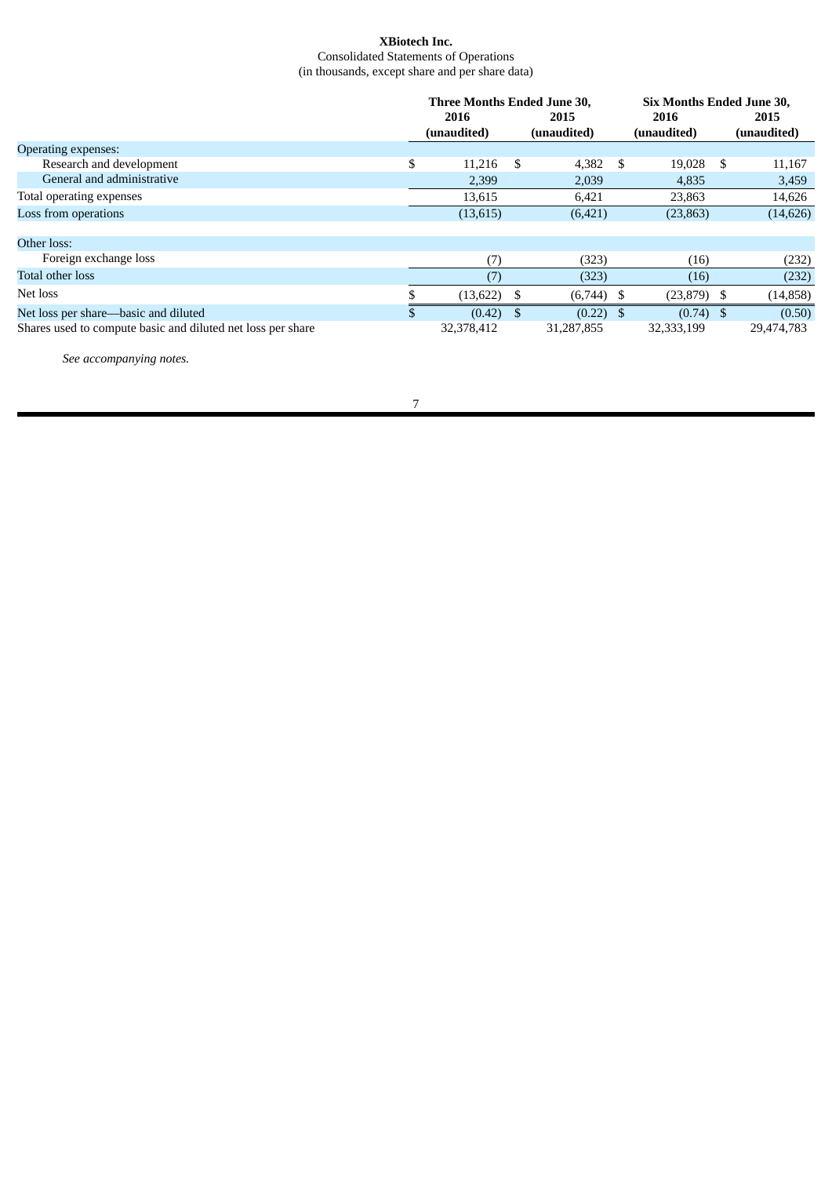# XBiotech Inc.

Consolidated Statements of Operations
(in thousands, except share and per share data)

| | Three Months Ended June 30, | | Six Months Ended June 30, | |
|---|---|---|---|---|
| | 2016 (unaudited) | 2015 (unaudited) | 2016 (unaudited) | 2015 (unaudited) |
| Operating expenses: | | | | |
| Research and development | $ 11,216 | $ 4,382 | $ 19,028 | $ 11,167 |
| General and administrative | 2,399 | 2,039 | 4,835 | 3,459 |
| Total operating expenses | 13,615 | 6,421 | 23,863 | 14,626 |
| Loss from operations | (13,615) | (6,421) | (23,863) | (14,626) |
| Other loss: | | | | |
| Foreign exchange loss | (7) | (323) | (16) | (232) |
| Total other loss | (7) | (323) | (16) | (232) |
| Net loss | $ (13,622) | $ (6,744) | $ (23,879) | $ (14,858) |
| Net loss per share—basic and diluted | $ (0.42) | $ (0.22) | $ (0.74) | $ (0.50) |
| Shares used to compute basic and diluted net loss per share | 32,378,412 | 31,287,855 | 32,333,199 | 29,474,783 |

*See accompanying notes.*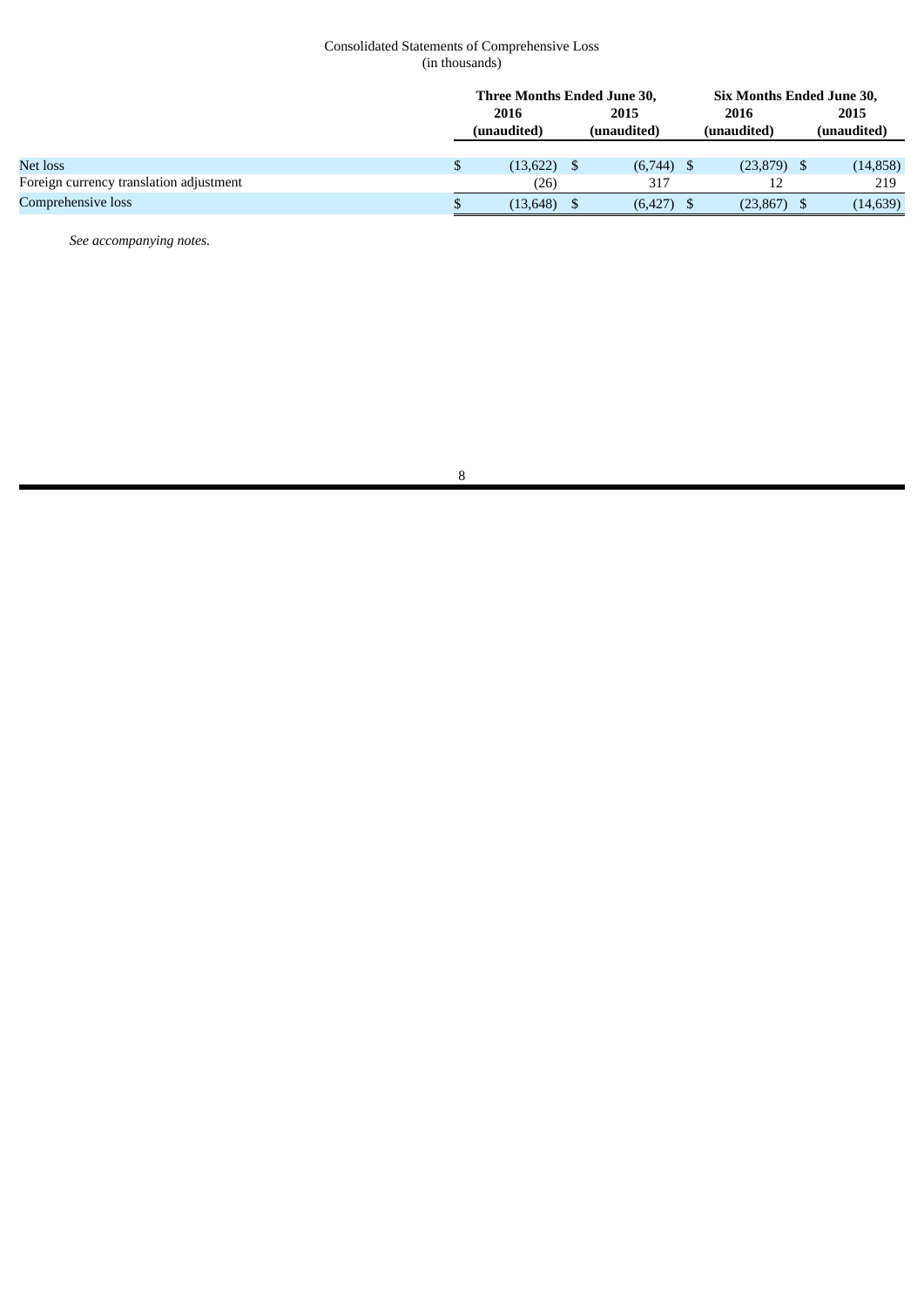Consolidated Statements of Comprehensive Loss
(in thousands)

| | Three Months Ended June 30, | | Six Months Ended June 30, | |
|---|---|---|---|---|
| | **2016 (unaudited)** | **2015 (unaudited)** | **2016 (unaudited)** | **2015 (unaudited)** |
| Net loss | $ (13,622) | $ (6,744) | $ (23,879) | $ (14,858) |
| Foreign currency translation adjustment | (26) | 317 | 12 | 219 |
| Comprehensive loss | $ (13,648) | $ (6,427) | $ (23,867) | $ (14,639) |

*See accompanying notes.*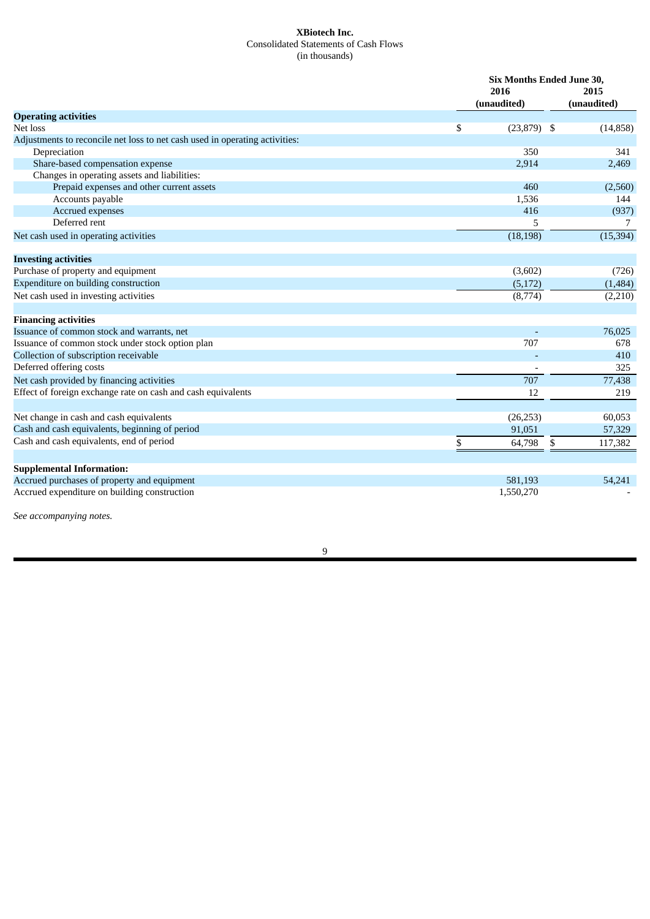**XBiotech Inc.**
Consolidated Statements of Cash Flows
(in thousands)

| | Six Months Ended June 30, | |
|---|---|---|
| | 2016 (unaudited) | 2015 (unaudited) |
| **Operating activities** | | |
| Net loss | $ (23,879) | $ (14,858) |
| Adjustments to reconcile net loss to net cash used in operating activities: | | |
| Depreciation | 350 | 341 |
| Share-based compensation expense | 2,914 | 2,469 |
| Changes in operating assets and liabilities: | | |
| Prepaid expenses and other current assets | 460 | (2,560) |
| Accounts payable | 1,536 | 144 |
| Accrued expenses | 416 | (937) |
| Deferred rent | 5 | 7 |
| Net cash used in operating activities | (18,198) | (15,394) |
| **Investing activities** | | |
| Purchase of property and equipment | (3,602) | (726) |
| Expenditure on building construction | (5,172) | (1,484) |
| Net cash used in investing activities | (8,774) | (2,210) |
| **Financing activities** | | |
| Issuance of common stock and warrants, net | - | 76,025 |
| Issuance of common stock under stock option plan | 707 | 678 |
| Collection of subscription receivable | - | 410 |
| Deferred offering costs | - | 325 |
| Net cash provided by financing activities | 707 | 77,438 |
| Effect of foreign exchange rate on cash and cash equivalents | 12 | 219 |
| Net change in cash and cash equivalents | (26,253) | 60,053 |
| Cash and cash equivalents, beginning of period | 91,051 | 57,329 |
| Cash and cash equivalents, end of period | $ 64,798 | $ 117,382 |
| **Supplemental Information:** | | |
| Accrued purchases of property and equipment | 581,193 | 54,241 |
| Accrued expenditure on building construction | 1,550,270 | - |

*See accompanying notes.*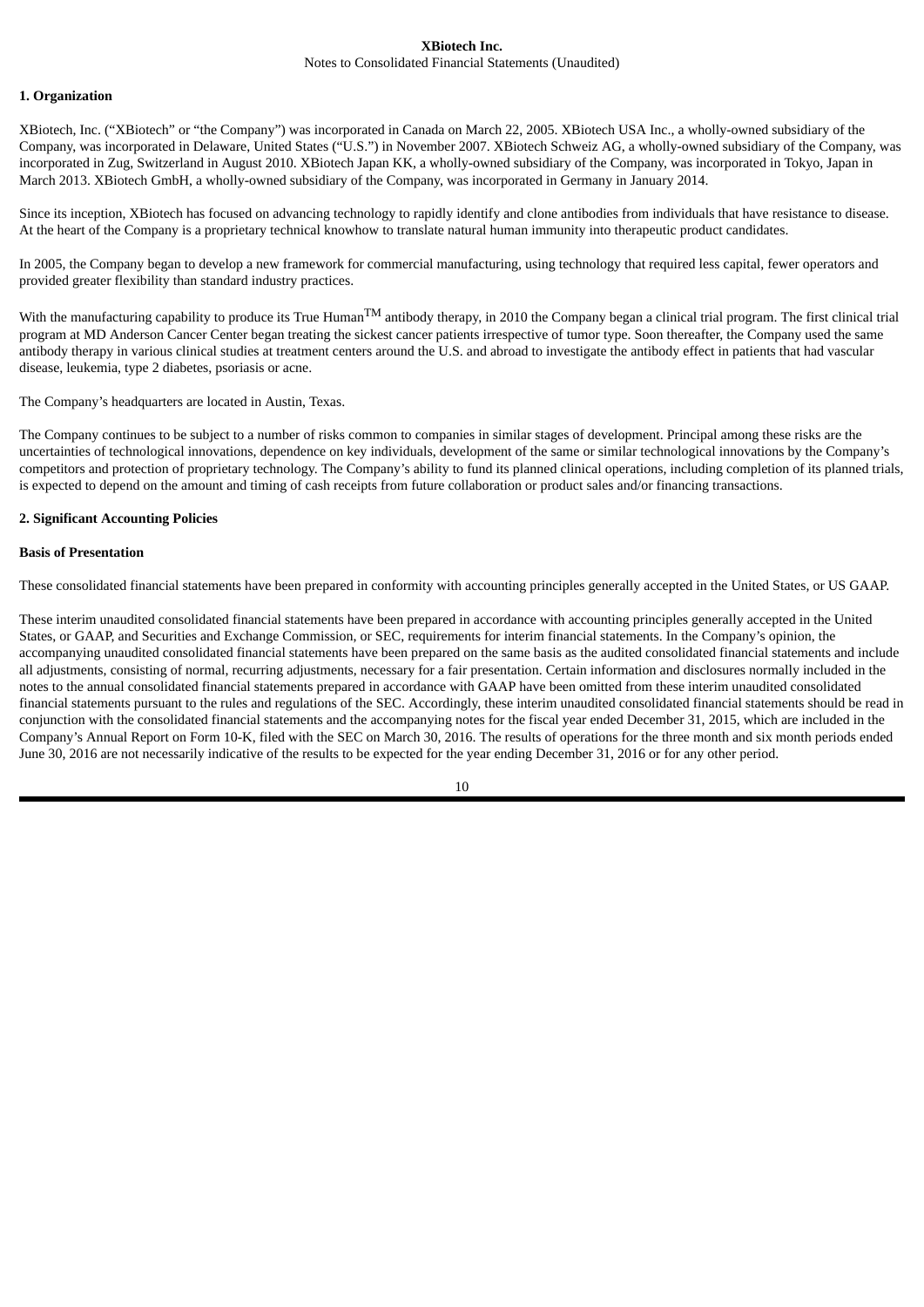**XBiotech Inc.**
Notes to Consolidated Financial Statements (Unaudited)

## 1. Organization

XBiotech, Inc. ("XBiotech" or "the Company") was incorporated in Canada on March 22, 2005. XBiotech USA Inc., a wholly-owned subsidiary of the Company, was incorporated in Delaware, United States ("U.S.") in November 2007. XBiotech Schweiz AG, a wholly-owned subsidiary of the Company, was incorporated in Zug, Switzerland in August 2010. XBiotech Japan KK, a wholly-owned subsidiary of the Company, was incorporated in Tokyo, Japan in March 2013. XBiotech GmbH, a wholly-owned subsidiary of the Company, was incorporated in Germany in January 2014.

Since its inception, XBiotech has focused on advancing technology to rapidly identify and clone antibodies from individuals that have resistance to disease. At the heart of the Company is a proprietary technical knowhow to translate natural human immunity into therapeutic product candidates.

In 2005, the Company began to develop a new framework for commercial manufacturing, using technology that required less capital, fewer operators and provided greater flexibility than standard industry practices.

With the manufacturing capability to produce its True Human™ antibody therapy, in 2010 the Company began a clinical trial program. The first clinical trial program at MD Anderson Cancer Center began treating the sickest cancer patients irrespective of tumor type. Soon thereafter, the Company used the same antibody therapy in various clinical studies at treatment centers around the U.S. and abroad to investigate the antibody effect in patients that had vascular disease, leukemia, type 2 diabetes, psoriasis or acne.

The Company's headquarters are located in Austin, Texas.

The Company continues to be subject to a number of risks common to companies in similar stages of development. Principal among these risks are the uncertainties of technological innovations, dependence on key individuals, development of the same or similar technological innovations by the Company's competitors and protection of proprietary technology. The Company's ability to fund its planned clinical operations, including completion of its planned trials, is expected to depend on the amount and timing of cash receipts from future collaboration or product sales and/or financing transactions.

## 2. Significant Accounting Policies

### Basis of Presentation

These consolidated financial statements have been prepared in conformity with accounting principles generally accepted in the United States, or US GAAP.

These interim unaudited consolidated financial statements have been prepared in accordance with accounting principles generally accepted in the United States, or GAAP, and Securities and Exchange Commission, or SEC, requirements for interim financial statements. In the Company's opinion, the accompanying unaudited consolidated financial statements have been prepared on the same basis as the audited consolidated financial statements and include all adjustments, consisting of normal, recurring adjustments, necessary for a fair presentation. Certain information and disclosures normally included in the notes to the annual consolidated financial statements prepared in accordance with GAAP have been omitted from these interim unaudited consolidated financial statements pursuant to the rules and regulations of the SEC. Accordingly, these interim unaudited consolidated financial statements should be read in conjunction with the consolidated financial statements and the accompanying notes for the fiscal year ended December 31, 2015, which are included in the Company's Annual Report on Form 10-K, filed with the SEC on March 30, 2016. The results of operations for the three month and six month periods ended June 30, 2016 are not necessarily indicative of the results to be expected for the year ending December 31, 2016 or for any other period.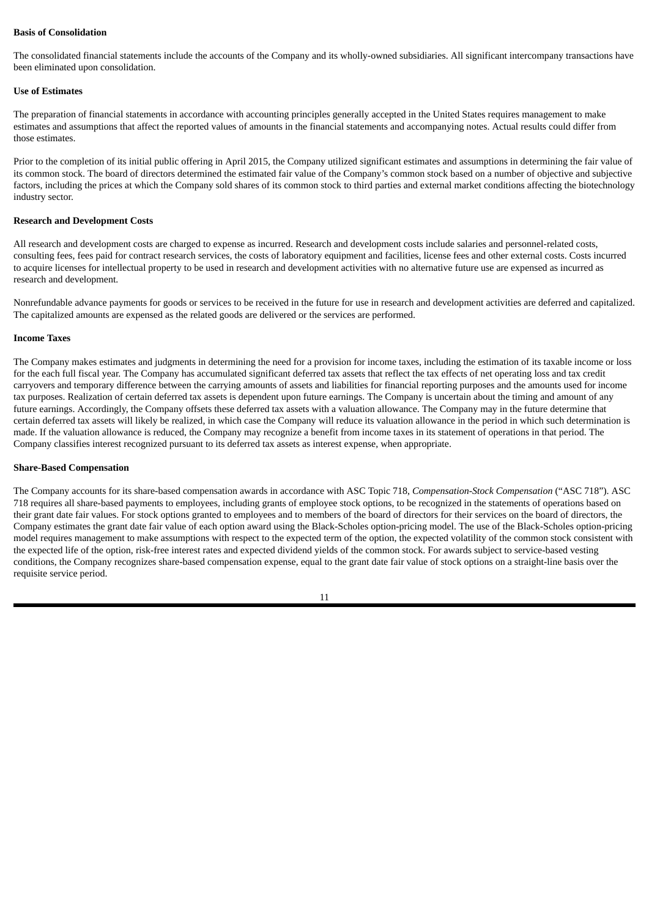**Basis of Consolidation**

The consolidated financial statements include the accounts of the Company and its wholly-owned subsidiaries. All significant intercompany transactions have been eliminated upon consolidation.

**Use of Estimates**

The preparation of financial statements in accordance with accounting principles generally accepted in the United States requires management to make estimates and assumptions that affect the reported values of amounts in the financial statements and accompanying notes. Actual results could differ from those estimates.

Prior to the completion of its initial public offering in April 2015, the Company utilized significant estimates and assumptions in determining the fair value of its common stock. The board of directors determined the estimated fair value of the Company's common stock based on a number of objective and subjective factors, including the prices at which the Company sold shares of its common stock to third parties and external market conditions affecting the biotechnology industry sector.

**Research and Development Costs**

All research and development costs are charged to expense as incurred. Research and development costs include salaries and personnel-related costs, consulting fees, fees paid for contract research services, the costs of laboratory equipment and facilities, license fees and other external costs. Costs incurred to acquire licenses for intellectual property to be used in research and development activities with no alternative future use are expensed as incurred as research and development.

Nonrefundable advance payments for goods or services to be received in the future for use in research and development activities are deferred and capitalized. The capitalized amounts are expensed as the related goods are delivered or the services are performed.

**Income Taxes**

The Company makes estimates and judgments in determining the need for a provision for income taxes, including the estimation of its taxable income or loss for the each full fiscal year. The Company has accumulated significant deferred tax assets that reflect the tax effects of net operating loss and tax credit carryovers and temporary difference between the carrying amounts of assets and liabilities for financial reporting purposes and the amounts used for income tax purposes. Realization of certain deferred tax assets is dependent upon future earnings. The Company is uncertain about the timing and amount of any future earnings. Accordingly, the Company offsets these deferred tax assets with a valuation allowance. The Company may in the future determine that certain deferred tax assets will likely be realized, in which case the Company will reduce its valuation allowance in the period in which such determination is made. If the valuation allowance is reduced, the Company may recognize a benefit from income taxes in its statement of operations in that period. The Company classifies interest recognized pursuant to its deferred tax assets as interest expense, when appropriate.

**Share-Based Compensation**

The Company accounts for its share-based compensation awards in accordance with ASC Topic 718, *Compensation-Stock Compensation* ("ASC 718"). ASC 718 requires all share-based payments to employees, including grants of employee stock options, to be recognized in the statements of operations based on their grant date fair values. For stock options granted to employees and to members of the board of directors for their services on the board of directors, the Company estimates the grant date fair value of each option award using the Black-Scholes option-pricing model. The use of the Black-Scholes option-pricing model requires management to make assumptions with respect to the expected term of the option, the expected volatility of the common stock consistent with the expected life of the option, risk-free interest rates and expected dividend yields of the common stock. For awards subject to service-based vesting conditions, the Company recognizes share-based compensation expense, equal to the grant date fair value of stock options on a straight-line basis over the requisite service period.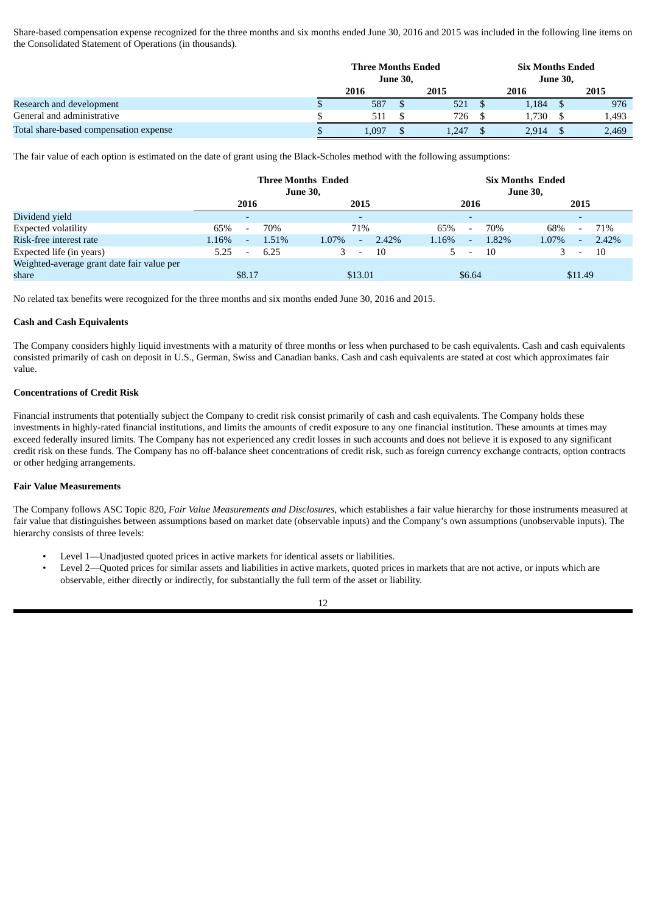Share-based compensation expense recognized for the three months and six months ended June 30, 2016 and 2015 was included in the following line items on the Consolidated Statement of Operations (in thousands).

| | Three Months Ended June 30, | | Six Months Ended June 30, | |
|---|---|---|---|---|
| | 2016 | 2015 | 2016 | 2015 |
| Research and development | $ 587 | $ 521 | $ 1,184 | $ 976 |
| General and administrative | $ 511 | $ 726 | $ 1,730 | $ 1,493 |
| Total share-based compensation expense | $ 1,097 | $ 1,247 | $ 2,914 | $ 2,469 |

The fair value of each option is estimated on the date of grant using the Black-Scholes method with the following assumptions:

| | Three Months Ended June 30, | | Six Months Ended June 30, | |
|---|---|---|---|---|
| | 2016 | 2015 | 2016 | 2015 |
| Dividend yield | - | - | - | - |
| Expected volatility | 65% - 70% | 71% | 65% - 70% | 68% - 71% |
| Risk-free interest rate | 1.16% - 1.51% | 1.07% - 2.42% | 1.16% - 1.82% | 1.07% - 2.42% |
| Expected life (in years) | 5.25 - 6.25 | 3 - 10 | 5 - 10 | 3 - 10 |
| Weighted-average grant date fair value per share | $8.17 | $13.01 | $6.64 | $11.49 |

No related tax benefits were recognized for the three months and six months ended June 30, 2016 and 2015.

**Cash and Cash Equivalents**

The Company considers highly liquid investments with a maturity of three months or less when purchased to be cash equivalents. Cash and cash equivalents consisted primarily of cash on deposit in U.S., German, Swiss and Canadian banks. Cash and cash equivalents are stated at cost which approximates fair value.

**Concentrations of Credit Risk**

Financial instruments that potentially subject the Company to credit risk consist primarily of cash and cash equivalents. The Company holds these investments in highly-rated financial institutions, and limits the amounts of credit exposure to any one financial institution. These amounts at times may exceed federally insured limits. The Company has not experienced any credit losses in such accounts and does not believe it is exposed to any significant credit risk on these funds. The Company has no off-balance sheet concentrations of credit risk, such as foreign currency exchange contracts, option contracts or other hedging arrangements.

**Fair Value Measurements**

The Company follows ASC Topic 820, *Fair Value Measurements and Disclosures*, which establishes a fair value hierarchy for those instruments measured at fair value that distinguishes between assumptions based on market date (observable inputs) and the Company's own assumptions (unobservable inputs). The hierarchy consists of three levels:

- Level 1—Unadjusted quoted prices in active markets for identical assets or liabilities.
- Level 2—Quoted prices for similar assets and liabilities in active markets, quoted prices in markets that are not active, or inputs which are observable, either directly or indirectly, for substantially the full term of the asset or liability.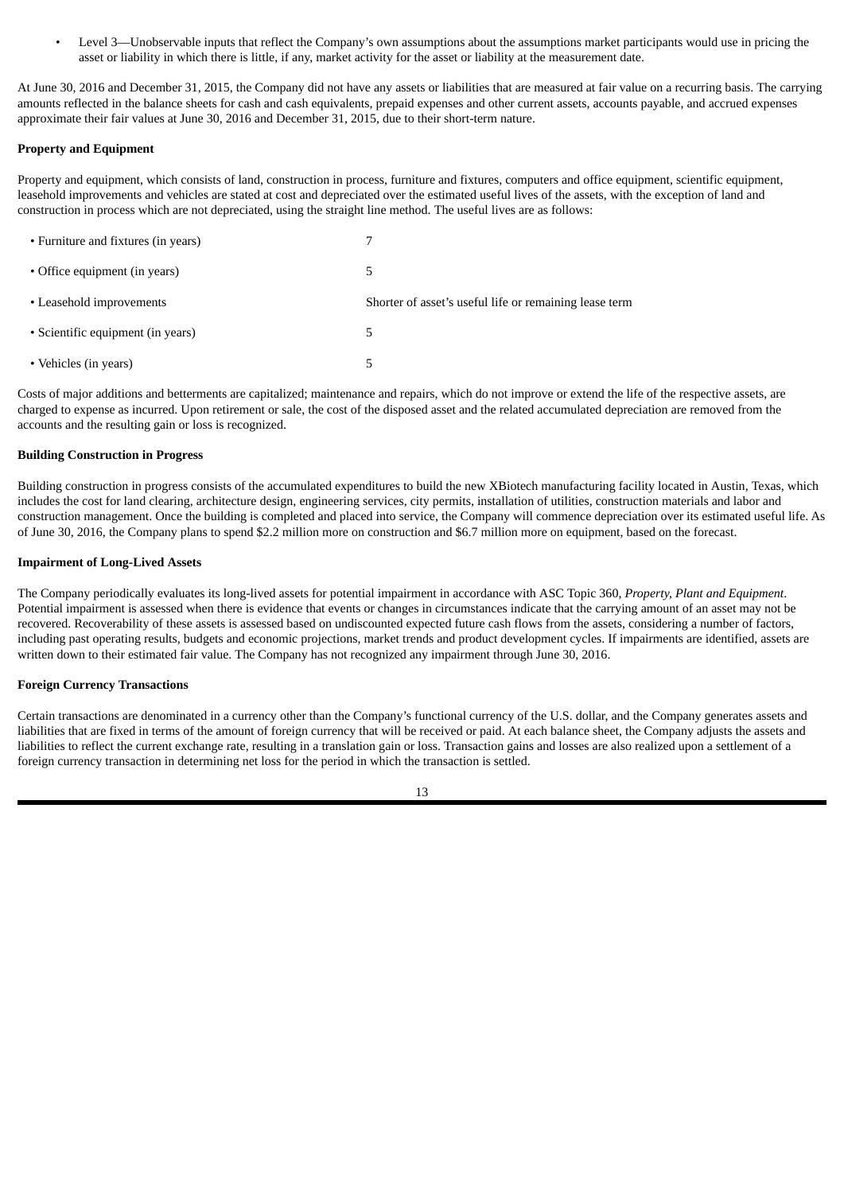- Level 3—Unobservable inputs that reflect the Company's own assumptions about the assumptions market participants would use in pricing the asset or liability in which there is little, if any, market activity for the asset or liability at the measurement date.

At June 30, 2016 and December 31, 2015, the Company did not have any assets or liabilities that are measured at fair value on a recurring basis. The carrying amounts reflected in the balance sheets for cash and cash equivalents, prepaid expenses and other current assets, accounts payable, and accrued expenses approximate their fair values at June 30, 2016 and December 31, 2015, due to their short-term nature.

**Property and Equipment**

Property and equipment, which consists of land, construction in process, furniture and fixtures, computers and office equipment, scientific equipment, leasehold improvements and vehicles are stated at cost and depreciated over the estimated useful lives of the assets, with the exception of land and construction in process which are not depreciated, using the straight line method. The useful lives are as follows:

| | |
|---|---|
| • Furniture and fixtures (in years) | 7 |
| • Office equipment (in years) | 5 |
| • Leasehold improvements | Shorter of asset's useful life or remaining lease term |
| • Scientific equipment (in years) | 5 |
| • Vehicles (in years) | 5 |

Costs of major additions and betterments are capitalized; maintenance and repairs, which do not improve or extend the life of the respective assets, are charged to expense as incurred. Upon retirement or sale, the cost of the disposed asset and the related accumulated depreciation are removed from the accounts and the resulting gain or loss is recognized.

**Building Construction in Progress**

Building construction in progress consists of the accumulated expenditures to build the new XBiotech manufacturing facility located in Austin, Texas, which includes the cost for land clearing, architecture design, engineering services, city permits, installation of utilities, construction materials and labor and construction management. Once the building is completed and placed into service, the Company will commence depreciation over its estimated useful life. As of June 30, 2016, the Company plans to spend $2.2 million more on construction and $6.7 million more on equipment, based on the forecast.

**Impairment of Long-Lived Assets**

The Company periodically evaluates its long-lived assets for potential impairment in accordance with ASC Topic 360, *Property, Plant and Equipment*. Potential impairment is assessed when there is evidence that events or changes in circumstances indicate that the carrying amount of an asset may not be recovered. Recoverability of these assets is assessed based on undiscounted expected future cash flows from the assets, considering a number of factors, including past operating results, budgets and economic projections, market trends and product development cycles. If impairments are identified, assets are written down to their estimated fair value. The Company has not recognized any impairment through June 30, 2016.

**Foreign Currency Transactions**

Certain transactions are denominated in a currency other than the Company's functional currency of the U.S. dollar, and the Company generates assets and liabilities that are fixed in terms of the amount of foreign currency that will be received or paid. At each balance sheet, the Company adjusts the assets and liabilities to reflect the current exchange rate, resulting in a translation gain or loss. Transaction gains and losses are also realized upon a settlement of a foreign currency transaction in determining net loss for the period in which the transaction is settled.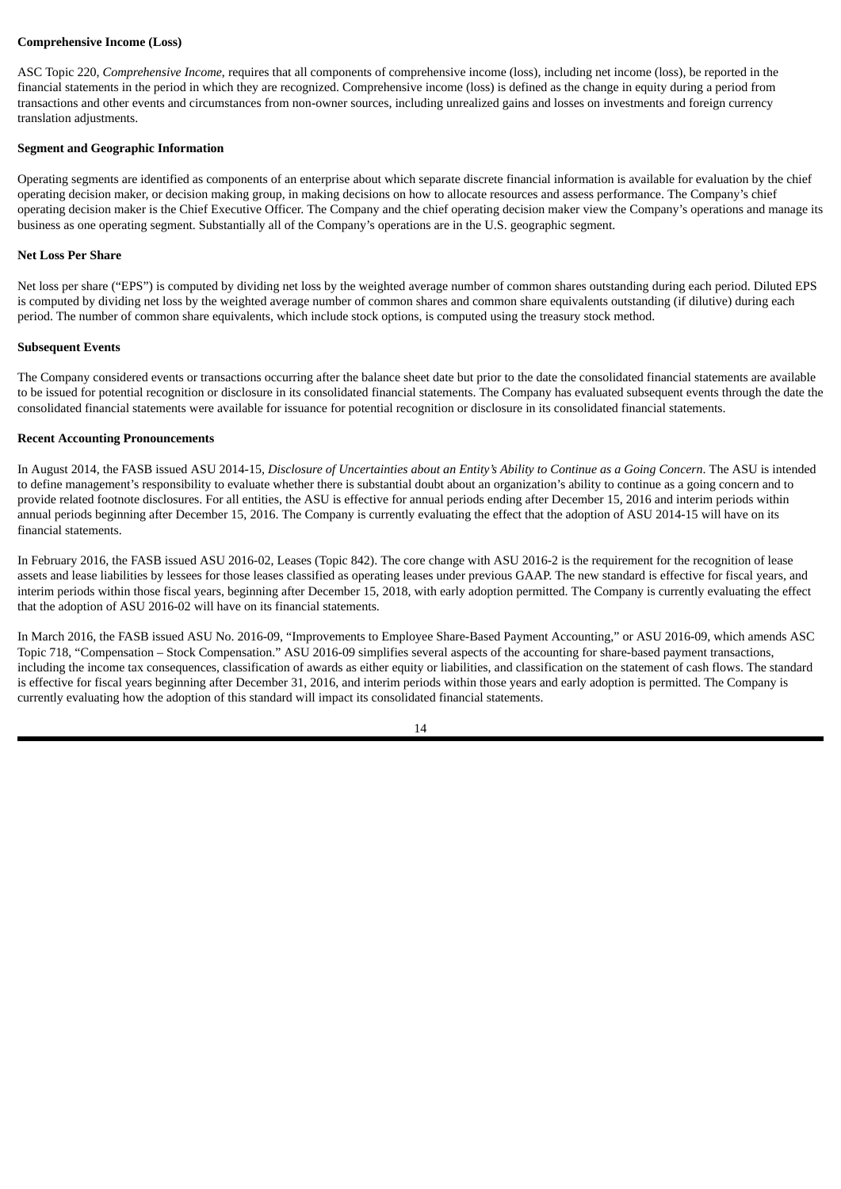**Comprehensive Income (Loss)**

ASC Topic 220, *Comprehensive Income*, requires that all components of comprehensive income (loss), including net income (loss), be reported in the financial statements in the period in which they are recognized. Comprehensive income (loss) is defined as the change in equity during a period from transactions and other events and circumstances from non-owner sources, including unrealized gains and losses on investments and foreign currency translation adjustments.

**Segment and Geographic Information**

Operating segments are identified as components of an enterprise about which separate discrete financial information is available for evaluation by the chief operating decision maker, or decision making group, in making decisions on how to allocate resources and assess performance. The Company's chief operating decision maker is the Chief Executive Officer. The Company and the chief operating decision maker view the Company's operations and manage its business as one operating segment. Substantially all of the Company's operations are in the U.S. geographic segment.

**Net Loss Per Share**

Net loss per share ("EPS") is computed by dividing net loss by the weighted average number of common shares outstanding during each period. Diluted EPS is computed by dividing net loss by the weighted average number of common shares and common share equivalents outstanding (if dilutive) during each period. The number of common share equivalents, which include stock options, is computed using the treasury stock method.

**Subsequent Events**

The Company considered events or transactions occurring after the balance sheet date but prior to the date the consolidated financial statements are available to be issued for potential recognition or disclosure in its consolidated financial statements. The Company has evaluated subsequent events through the date the consolidated financial statements were available for issuance for potential recognition or disclosure in its consolidated financial statements.

**Recent Accounting Pronouncements**

In August 2014, the FASB issued ASU 2014-15, *Disclosure of Uncertainties about an Entity's Ability to Continue as a Going Concern*. The ASU is intended to define management's responsibility to evaluate whether there is substantial doubt about an organization's ability to continue as a going concern and to provide related footnote disclosures. For all entities, the ASU is effective for annual periods ending after December 15, 2016 and interim periods within annual periods beginning after December 15, 2016. The Company is currently evaluating the effect that the adoption of ASU 2014-15 will have on its financial statements.

In February 2016, the FASB issued ASU 2016-02, Leases (Topic 842). The core change with ASU 2016-2 is the requirement for the recognition of lease assets and lease liabilities by lessees for those leases classified as operating leases under previous GAAP. The new standard is effective for fiscal years, and interim periods within those fiscal years, beginning after December 15, 2018, with early adoption permitted. The Company is currently evaluating the effect that the adoption of ASU 2016-02 will have on its financial statements.

In March 2016, the FASB issued ASU No. 2016-09, "Improvements to Employee Share-Based Payment Accounting," or ASU 2016-09, which amends ASC Topic 718, "Compensation – Stock Compensation." ASU 2016-09 simplifies several aspects of the accounting for share-based payment transactions, including the income tax consequences, classification of awards as either equity or liabilities, and classification on the statement of cash flows. The standard is effective for fiscal years beginning after December 31, 2016, and interim periods within those years and early adoption is permitted. The Company is currently evaluating how the adoption of this standard will impact its consolidated financial statements.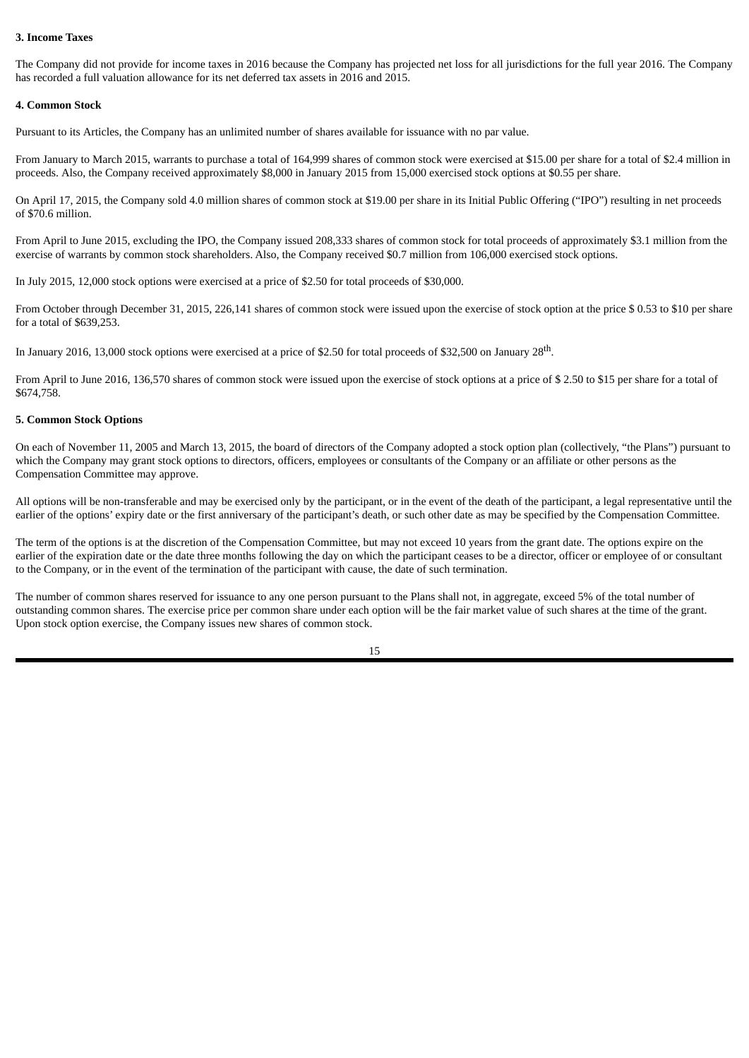**3. Income Taxes**

The Company did not provide for income taxes in 2016 because the Company has projected net loss for all jurisdictions for the full year 2016. The Company has recorded a full valuation allowance for its net deferred tax assets in 2016 and 2015.

**4. Common Stock**

Pursuant to its Articles, the Company has an unlimited number of shares available for issuance with no par value.

From January to March 2015, warrants to purchase a total of 164,999 shares of common stock were exercised at $15.00 per share for a total of $2.4 million in proceeds. Also, the Company received approximately $8,000 in January 2015 from 15,000 exercised stock options at $0.55 per share.

On April 17, 2015, the Company sold 4.0 million shares of common stock at $19.00 per share in its Initial Public Offering ("IPO") resulting in net proceeds of $70.6 million.

From April to June 2015, excluding the IPO, the Company issued 208,333 shares of common stock for total proceeds of approximately $3.1 million from the exercise of warrants by common stock shareholders. Also, the Company received $0.7 million from 106,000 exercised stock options.

In July 2015, 12,000 stock options were exercised at a price of $2.50 for total proceeds of $30,000.

From October through December 31, 2015, 226,141 shares of common stock were issued upon the exercise of stock option at the price $ 0.53 to $10 per share for a total of $639,253.

In January 2016, 13,000 stock options were exercised at a price of $2.50 for total proceeds of $32,500 on January 28th.

From April to June 2016, 136,570 shares of common stock were issued upon the exercise of stock options at a price of $ 2.50 to $15 per share for a total of $674,758.

**5. Common Stock Options**

On each of November 11, 2005 and March 13, 2015, the board of directors of the Company adopted a stock option plan (collectively, "the Plans") pursuant to which the Company may grant stock options to directors, officers, employees or consultants of the Company or an affiliate or other persons as the Compensation Committee may approve.

All options will be non-transferable and may be exercised only by the participant, or in the event of the death of the participant, a legal representative until the earlier of the options' expiry date or the first anniversary of the participant's death, or such other date as may be specified by the Compensation Committee.

The term of the options is at the discretion of the Compensation Committee, but may not exceed 10 years from the grant date. The options expire on the earlier of the expiration date or the date three months following the day on which the participant ceases to be a director, officer or employee of or consultant to the Company, or in the event of the termination of the participant with cause, the date of such termination.

The number of common shares reserved for issuance to any one person pursuant to the Plans shall not, in aggregate, exceed 5% of the total number of outstanding common shares. The exercise price per common share under each option will be the fair market value of such shares at the time of the grant. Upon stock option exercise, the Company issues new shares of common stock.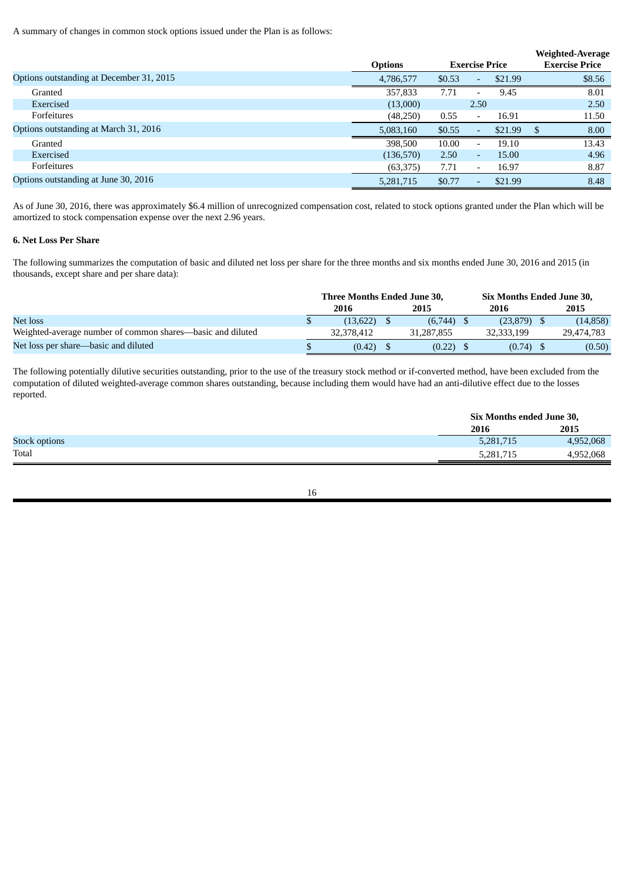A summary of changes in common stock options issued under the Plan is as follows:

| | Options | Exercise Price | Weighted-Average Exercise Price |
|---|---|---|---|
| Options outstanding at December 31, 2015 | 4,786,577 | $0.53 - $21.99 | $8.56 |
| Granted | 357,833 | 7.71 - 9.45 | 8.01 |
| Exercised | (13,000) | 2.50 | 2.50 |
| Forfeitures | (48,250) | 0.55 - 16.91 | 11.50 |
| Options outstanding at March 31, 2016 | 5,083,160 | $0.55 - $21.99 | $ 8.00 |
| Granted | 398,500 | 10.00 - 19.10 | 13.43 |
| Exercised | (136,570) | 2.50 - 15.00 | 4.96 |
| Forfeitures | (63,375) | 7.71 - 16.97 | 8.87 |
| Options outstanding at June 30, 2016 | 5,281,715 | $0.77 - $21.99 | 8.48 |

As of June 30, 2016, there was approximately $6.4 million of unrecognized compensation cost, related to stock options granted under the Plan which will be amortized to stock compensation expense over the next 2.96 years.

**6. Net Loss Per Share**

The following summarizes the computation of basic and diluted net loss per share for the three months and six months ended June 30, 2016 and 2015 (in thousands, except share and per share data):

| | Three Months Ended June 30, | | Six Months Ended June 30, | |
|---|---|---|---|---|
| | 2016 | 2015 | 2016 | 2015 |
| Net loss | $ (13,622) | $ (6,744) | $ (23,879) | $ (14,858) |
| Weighted-average number of common shares—basic and diluted | 32,378,412 | 31,287,855 | 32,333,199 | 29,474,783 |
| Net loss per share—basic and diluted | $ (0.42) | $ (0.22) | $ (0.74) | $ (0.50) |

The following potentially dilutive securities outstanding, prior to the use of the treasury stock method or if-converted method, have been excluded from the computation of diluted weighted-average common shares outstanding, because including them would have had an anti-dilutive effect due to the losses reported.

| | Six Months ended June 30, | |
|---|---|---|
| | 2016 | 2015 |
| Stock options | 5,281,715 | 4,952,068 |
| Total | 5,281,715 | 4,952,068 |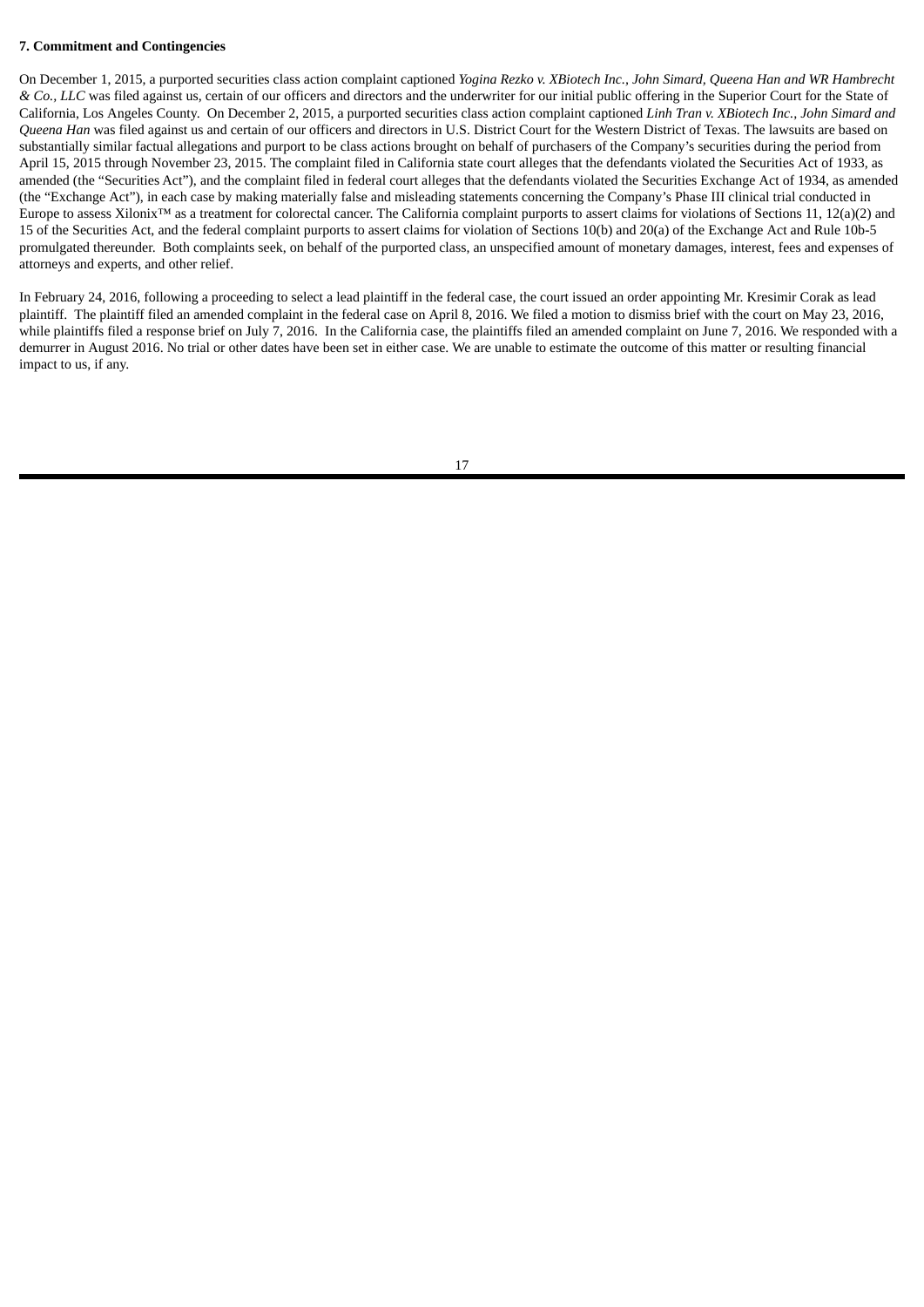**7. Commitment and Contingencies**

On December 1, 2015, a purported securities class action complaint captioned *Yogina Rezko v. XBiotech Inc., John Simard, Queena Han and WR Hambrecht & Co., LLC* was filed against us, certain of our officers and directors and the underwriter for our initial public offering in the Superior Court for the State of California, Los Angeles County. On December 2, 2015, a purported securities class action complaint captioned *Linh Tran v. XBiotech Inc., John Simard and Queena Han* was filed against us and certain of our officers and directors in U.S. District Court for the Western District of Texas. The lawsuits are based on substantially similar factual allegations and purport to be class actions brought on behalf of purchasers of the Company's securities during the period from April 15, 2015 through November 23, 2015. The complaint filed in California state court alleges that the defendants violated the Securities Act of 1933, as amended (the "Securities Act"), and the complaint filed in federal court alleges that the defendants violated the Securities Exchange Act of 1934, as amended (the "Exchange Act"), in each case by making materially false and misleading statements concerning the Company's Phase III clinical trial conducted in Europe to assess Xilonix™ as a treatment for colorectal cancer. The California complaint purports to assert claims for violations of Sections 11, 12(a)(2) and 15 of the Securities Act, and the federal complaint purports to assert claims for violation of Sections 10(b) and 20(a) of the Exchange Act and Rule 10b-5 promulgated thereunder. Both complaints seek, on behalf of the purported class, an unspecified amount of monetary damages, interest, fees and expenses of attorneys and experts, and other relief.

In February 24, 2016, following a proceeding to select a lead plaintiff in the federal case, the court issued an order appointing Mr. Kresimir Corak as lead plaintiff. The plaintiff filed an amended complaint in the federal case on April 8, 2016. We filed a motion to dismiss brief with the court on May 23, 2016, while plaintiffs filed a response brief on July 7, 2016. In the California case, the plaintiffs filed an amended complaint on June 7, 2016. We responded with a demurrer in August 2016. No trial or other dates have been set in either case. We are unable to estimate the outcome of this matter or resulting financial impact to us, if any.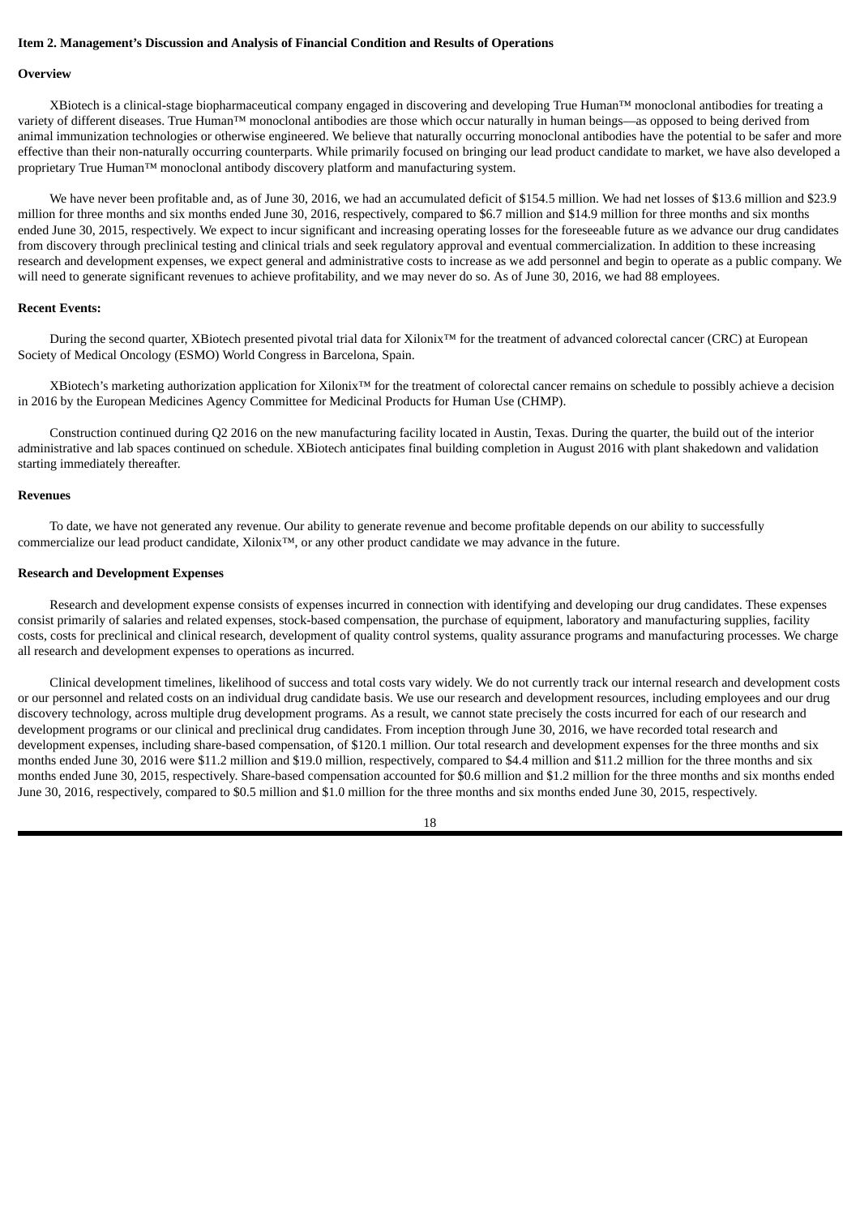### Item 2. Management's Discussion and Analysis of Financial Condition and Results of Operations

#### Overview

XBiotech is a clinical-stage biopharmaceutical company engaged in discovering and developing True Human™ monoclonal antibodies for treating a variety of different diseases. True Human™ monoclonal antibodies are those which occur naturally in human beings—as opposed to being derived from animal immunization technologies or otherwise engineered. We believe that naturally occurring monoclonal antibodies have the potential to be safer and more effective than their non-naturally occurring counterparts. While primarily focused on bringing our lead product candidate to market, we have also developed a proprietary True Human™ monoclonal antibody discovery platform and manufacturing system.

We have never been profitable and, as of June 30, 2016, we had an accumulated deficit of $154.5 million. We had net losses of $13.6 million and $23.9 million for three months and six months ended June 30, 2016, respectively, compared to $6.7 million and $14.9 million for three months and six months ended June 30, 2015, respectively. We expect to incur significant and increasing operating losses for the foreseeable future as we advance our drug candidates from discovery through preclinical testing and clinical trials and seek regulatory approval and eventual commercialization. In addition to these increasing research and development expenses, we expect general and administrative costs to increase as we add personnel and begin to operate as a public company. We will need to generate significant revenues to achieve profitability, and we may never do so. As of June 30, 2016, we had 88 employees.

#### Recent Events:

During the second quarter, XBiotech presented pivotal trial data for Xilonix™ for the treatment of advanced colorectal cancer (CRC) at European Society of Medical Oncology (ESMO) World Congress in Barcelona, Spain.

XBiotech's marketing authorization application for Xilonix™ for the treatment of colorectal cancer remains on schedule to possibly achieve a decision in 2016 by the European Medicines Agency Committee for Medicinal Products for Human Use (CHMP).

Construction continued during Q2 2016 on the new manufacturing facility located in Austin, Texas. During the quarter, the build out of the interior administrative and lab spaces continued on schedule. XBiotech anticipates final building completion in August 2016 with plant shakedown and validation starting immediately thereafter.

#### Revenues

To date, we have not generated any revenue. Our ability to generate revenue and become profitable depends on our ability to successfully commercialize our lead product candidate, Xilonix™, or any other product candidate we may advance in the future.

#### Research and Development Expenses

Research and development expense consists of expenses incurred in connection with identifying and developing our drug candidates. These expenses consist primarily of salaries and related expenses, stock-based compensation, the purchase of equipment, laboratory and manufacturing supplies, facility costs, costs for preclinical and clinical research, development of quality control systems, quality assurance programs and manufacturing processes. We charge all research and development expenses to operations as incurred.

Clinical development timelines, likelihood of success and total costs vary widely. We do not currently track our internal research and development costs or our personnel and related costs on an individual drug candidate basis. We use our research and development resources, including employees and our drug discovery technology, across multiple drug development programs. As a result, we cannot state precisely the costs incurred for each of our research and development programs or our clinical and preclinical drug candidates. From inception through June 30, 2016, we have recorded total research and development expenses, including share-based compensation, of $120.1 million. Our total research and development expenses for the three months and six months ended June 30, 2016 were $11.2 million and $19.0 million, respectively, compared to $4.4 million and $11.2 million for the three months and six months ended June 30, 2015, respectively. Share-based compensation accounted for $0.6 million and $1.2 million for the three months and six months ended June 30, 2016, respectively, compared to $0.5 million and $1.0 million for the three months and six months ended June 30, 2015, respectively.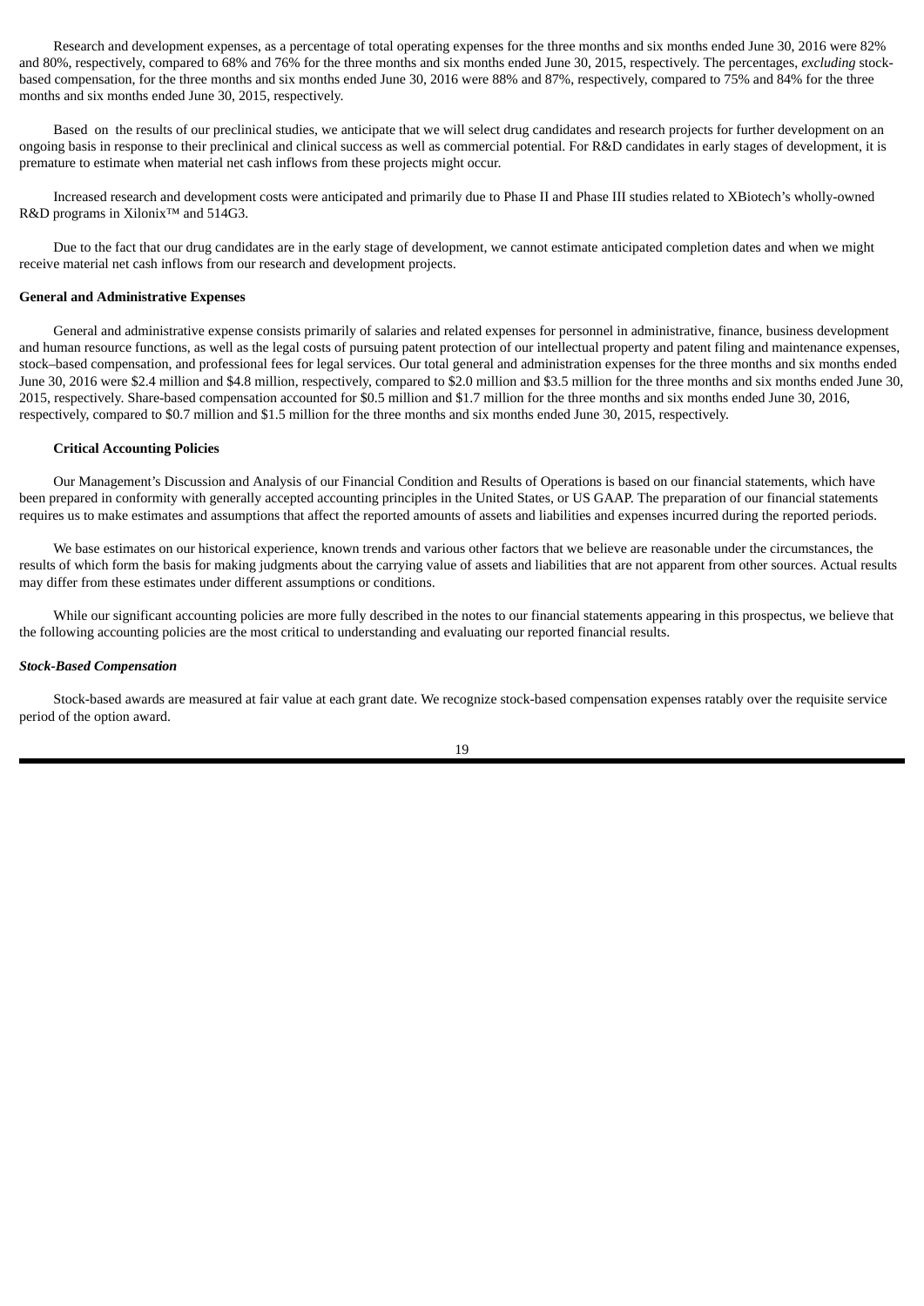Research and development expenses, as a percentage of total operating expenses for the three months and six months ended June 30, 2016 were 82% and 80%, respectively, compared to 68% and 76% for the three months and six months ended June 30, 2015, respectively. The percentages, *excluding* stock-based compensation, for the three months and six months ended June 30, 2016 were 88% and 87%, respectively, compared to 75% and 84% for the three months and six months ended June 30, 2015, respectively.

Based on the results of our preclinical studies, we anticipate that we will select drug candidates and research projects for further development on an ongoing basis in response to their preclinical and clinical success as well as commercial potential. For R&D candidates in early stages of development, it is premature to estimate when material net cash inflows from these projects might occur.

Increased research and development costs were anticipated and primarily due to Phase II and Phase III studies related to XBiotech's wholly-owned R&D programs in Xilonix™ and 514G3.

Due to the fact that our drug candidates are in the early stage of development, we cannot estimate anticipated completion dates and when we might receive material net cash inflows from our research and development projects.

**General and Administrative Expenses**

General and administrative expense consists primarily of salaries and related expenses for personnel in administrative, finance, business development and human resource functions, as well as the legal costs of pursuing patent protection of our intellectual property and patent filing and maintenance expenses, stock–based compensation, and professional fees for legal services. Our total general and administration expenses for the three months and six months ended June 30, 2016 were $2.4 million and $4.8 million, respectively, compared to $2.0 million and $3.5 million for the three months and six months ended June 30, 2015, respectively. Share-based compensation accounted for $0.5 million and $1.7 million for the three months and six months ended June 30, 2016, respectively, compared to $0.7 million and $1.5 million for the three months and six months ended June 30, 2015, respectively.

**Critical Accounting Policies**

Our Management's Discussion and Analysis of our Financial Condition and Results of Operations is based on our financial statements, which have been prepared in conformity with generally accepted accounting principles in the United States, or US GAAP. The preparation of our financial statements requires us to make estimates and assumptions that affect the reported amounts of assets and liabilities and expenses incurred during the reported periods.

We base estimates on our historical experience, known trends and various other factors that we believe are reasonable under the circumstances, the results of which form the basis for making judgments about the carrying value of assets and liabilities that are not apparent from other sources. Actual results may differ from these estimates under different assumptions or conditions.

While our significant accounting policies are more fully described in the notes to our financial statements appearing in this prospectus, we believe that the following accounting policies are the most critical to understanding and evaluating our reported financial results.

***Stock-Based Compensation***

Stock-based awards are measured at fair value at each grant date. We recognize stock-based compensation expenses ratably over the requisite service period of the option award.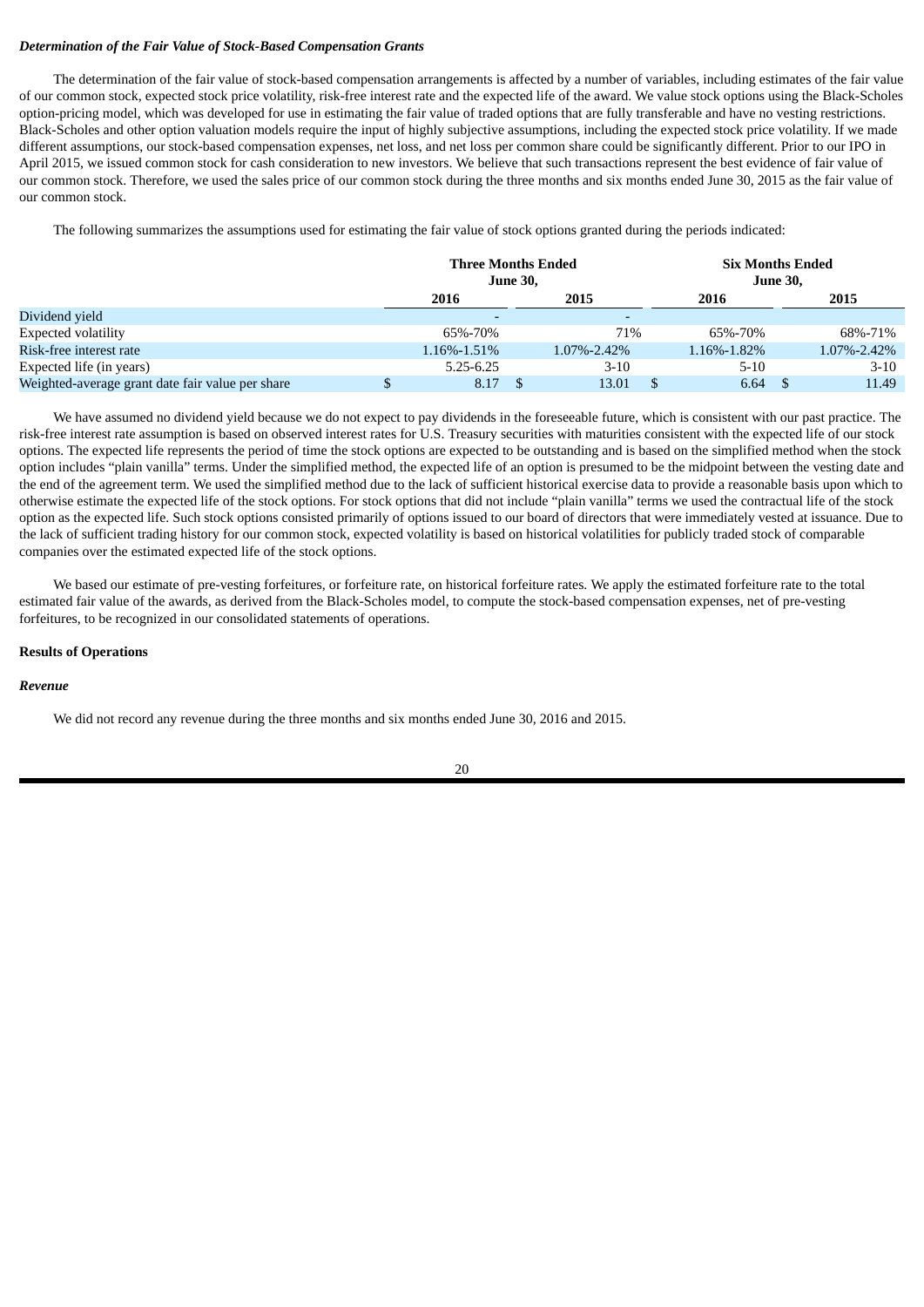***Determination of the Fair Value of Stock-Based Compensation Grants***

The determination of the fair value of stock-based compensation arrangements is affected by a number of variables, including estimates of the fair value of our common stock, expected stock price volatility, risk-free interest rate and the expected life of the award. We value stock options using the Black-Scholes option-pricing model, which was developed for use in estimating the fair value of traded options that are fully transferable and have no vesting restrictions. Black-Scholes and other option valuation models require the input of highly subjective assumptions, including the expected stock price volatility. If we made different assumptions, our stock-based compensation expenses, net loss, and net loss per common share could be significantly different. Prior to our IPO in April 2015, we issued common stock for cash consideration to new investors. We believe that such transactions represent the best evidence of fair value of our common stock. Therefore, we used the sales price of our common stock during the three months and six months ended June 30, 2015 as the fair value of our common stock.

The following summarizes the assumptions used for estimating the fair value of stock options granted during the periods indicated:

| | Three Months Ended June 30, | | Six Months Ended June 30, | |
|---|---|---|---|---|
| | 2016 | 2015 | 2016 | 2015 |
| Dividend yield | - | - | | |
| Expected volatility | 65%-70% | 71% | 65%-70% | 68%-71% |
| Risk-free interest rate | 1.16%-1.51% | 1.07%-2.42% | 1.16%-1.82% | 1.07%-2.42% |
| Expected life (in years) | 5.25-6.25 | 3-10 | 5-10 | 3-10 |
| Weighted-average grant date fair value per share | $ 8.17 | $ 13.01 | $ 6.64 | $ 11.49 |

We have assumed no dividend yield because we do not expect to pay dividends in the foreseeable future, which is consistent with our past practice. The risk-free interest rate assumption is based on observed interest rates for U.S. Treasury securities with maturities consistent with the expected life of our stock options. The expected life represents the period of time the stock options are expected to be outstanding and is based on the simplified method when the stock option includes "plain vanilla" terms. Under the simplified method, the expected life of an option is presumed to be the midpoint between the vesting date and the end of the agreement term. We used the simplified method due to the lack of sufficient historical exercise data to provide a reasonable basis upon which to otherwise estimate the expected life of the stock options. For stock options that did not include "plain vanilla" terms we used the contractual life of the stock option as the expected life. Such stock options consisted primarily of options issued to our board of directors that were immediately vested at issuance. Due to the lack of sufficient trading history for our common stock, expected volatility is based on historical volatilities for publicly traded stock of comparable companies over the estimated expected life of the stock options.

We based our estimate of pre-vesting forfeitures, or forfeiture rate, on historical forfeiture rates. We apply the estimated forfeiture rate to the total estimated fair value of the awards, as derived from the Black-Scholes model, to compute the stock-based compensation expenses, net of pre-vesting forfeitures, to be recognized in our consolidated statements of operations.

**Results of Operations**

***Revenue***

We did not record any revenue during the three months and six months ended June 30, 2016 and 2015.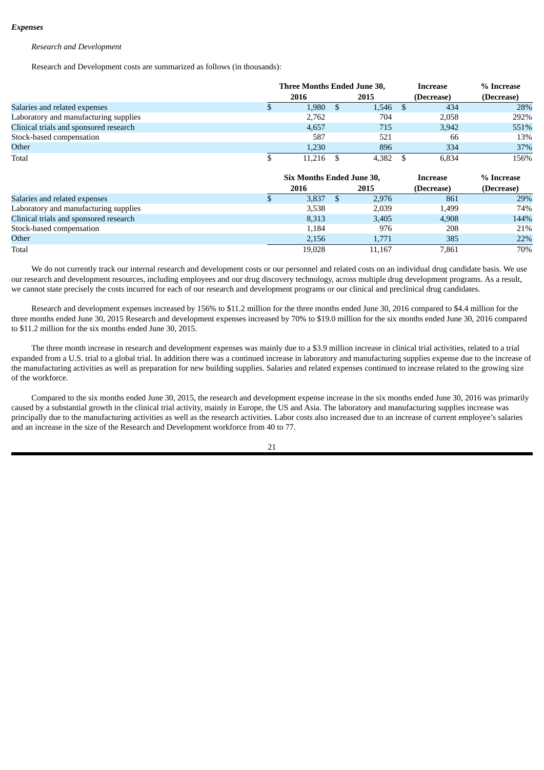***Expenses***

*Research and Development*

Research and Development costs are summarized as follows (in thousands):

| | Three Months Ended June 30, | | Increase | % Increase |
|---|---|---|---|---|
| | 2016 | 2015 | (Decrease) | (Decrease) |
| Salaries and related expenses | $ 1,980 | $ 1,546 | $ 434 | 28% |
| Laboratory and manufacturing supplies | 2,762 | 704 | 2,058 | 292% |
| Clinical trials and sponsored research | 4,657 | 715 | 3,942 | 551% |
| Stock-based compensation | 587 | 521 | 66 | 13% |
| Other | 1,230 | 896 | 334 | 37% |
| Total | $ 11,216 | $ 4,382 | $ 6,834 | 156% |

| | Six Months Ended June 30, | | Increase | % Increase |
|---|---|---|---|---|
| | 2016 | 2015 | (Decrease) | (Decrease) |
| Salaries and related expenses | $ 3,837 | $ 2,976 | 861 | 29% |
| Laboratory and manufacturing supplies | 3,538 | 2,039 | 1,499 | 74% |
| Clinical trials and sponsored research | 8,313 | 3,405 | 4,908 | 144% |
| Stock-based compensation | 1,184 | 976 | 208 | 21% |
| Other | 2,156 | 1,771 | 385 | 22% |
| Total | 19,028 | 11,167 | 7,861 | 70% |

We do not currently track our internal research and development costs or our personnel and related costs on an individual drug candidate basis. We use our research and development resources, including employees and our drug discovery technology, across multiple drug development programs. As a result, we cannot state precisely the costs incurred for each of our research and development programs or our clinical and preclinical drug candidates.

Research and development expenses increased by 156% to $11.2 million for the three months ended June 30, 2016 compared to $4.4 million for the three months ended June 30, 2015 Research and development expenses increased by 70% to $19.0 million for the six months ended June 30, 2016 compared to $11.2 million for the six months ended June 30, 2015.

The three month increase in research and development expenses was mainly due to a $3.9 million increase in clinical trial activities, related to a trial expanded from a U.S. trial to a global trial. In addition there was a continued increase in laboratory and manufacturing supplies expense due to the increase of the manufacturing activities as well as preparation for new building supplies. Salaries and related expenses continued to increase related to the growing size of the workforce.

Compared to the six months ended June 30, 2015, the research and development expense increase in the six months ended June 30, 2016 was primarily caused by a substantial growth in the clinical trial activity, mainly in Europe, the US and Asia. The laboratory and manufacturing supplies increase was principally due to the manufacturing activities as well as the research activities. Labor costs also increased due to an increase of current employee's salaries and an increase in the size of the Research and Development workforce from 40 to 77.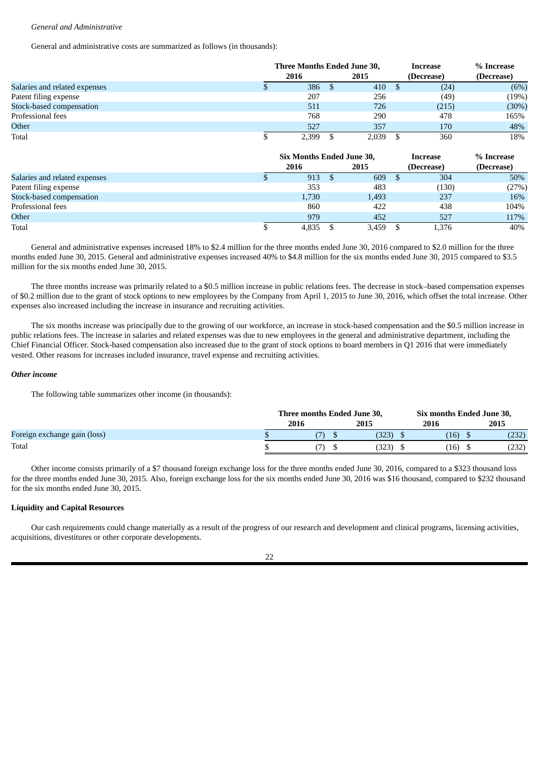*General and Administrative*

General and administrative costs are summarized as follows (in thousands):

| | Three Months Ended June 30, | | Increase | % Increase |
|---|---|---|---|---|
| | 2016 | 2015 | (Decrease) | (Decrease) |
| Salaries and related expenses | $ 386 | $ 410 | $ (24) | (6%) |
| Patent filing expense | 207 | 256 | (49) | (19%) |
| Stock-based compensation | 511 | 726 | (215) | (30%) |
| Professional fees | 768 | 290 | 478 | 165% |
| Other | 527 | 357 | 170 | 48% |
| Total | $ 2,399 | $ 2,039 | $ 360 | 18% |

| | Six Months Ended June 30, | | Increase | % Increase |
|---|---|---|---|---|
| | 2016 | 2015 | (Decrease) | (Decrease) |
| Salaries and related expenses | $ 913 | $ 609 | $ 304 | 50% |
| Patent filing expense | 353 | 483 | (130) | (27%) |
| Stock-based compensation | 1,730 | 1,493 | 237 | 16% |
| Professional fees | 860 | 422 | 438 | 104% |
| Other | 979 | 452 | 527 | 117% |
| Total | $ 4,835 | $ 3,459 | $ 1,376 | 40% |

General and administrative expenses increased 18% to $2.4 million for the three months ended June 30, 2016 compared to $2.0 million for the three months ended June 30, 2015. General and administrative expenses increased 40% to $4.8 million for the six months ended June 30, 2015 compared to $3.5 million for the six months ended June 30, 2015.

The three months increase was primarily related to a $0.5 million increase in public relations fees. The decrease in stock–based compensation expenses of $0.2 million due to the grant of stock options to new employees by the Company from April 1, 2015 to June 30, 2016, which offset the total increase. Other expenses also increased including the increase in insurance and recruiting activities.

The six months increase was principally due to the growing of our workforce, an increase in stock-based compensation and the $0.5 million increase in public relations fees. The increase in salaries and related expenses was due to new employees in the general and administrative department, including the Chief Financial Officer. Stock-based compensation also increased due to the grant of stock options to board members in Q1 2016 that were immediately vested. Other reasons for increases included insurance, travel expense and recruiting activities.

***Other income***

The following table summarizes other income (in thousands):

| | Three months Ended June 30, | | Six months Ended June 30, | |
|---|---|---|---|---|
| | 2016 | 2015 | 2016 | 2015 |
| Foreign exchange gain (loss) | $ (7) | $ (323) | $ (16) | $ (232) |
| Total | $ (7) | $ (323) | $ (16) | $ (232) |

Other income consists primarily of a $7 thousand foreign exchange loss for the three months ended June 30, 2016, compared to a $323 thousand loss for the three months ended June 30, 2015. Also, foreign exchange loss for the six months ended June 30, 2016 was $16 thousand, compared to $232 thousand for the six months ended June 30, 2015.

**Liquidity and Capital Resources**

Our cash requirements could change materially as a result of the progress of our research and development and clinical programs, licensing activities, acquisitions, divestitures or other corporate developments.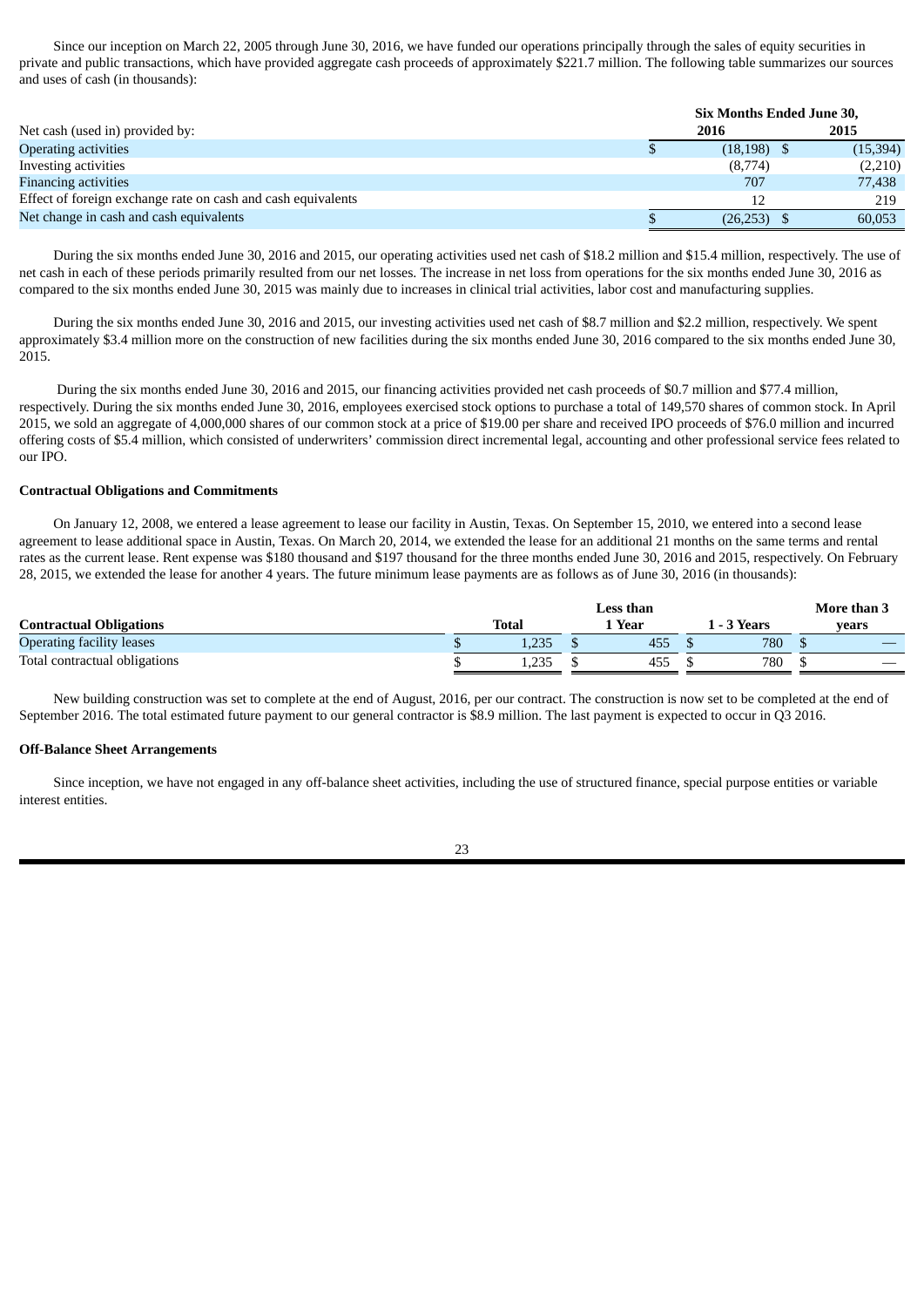Since our inception on March 22, 2005 through June 30, 2016, we have funded our operations principally through the sales of equity securities in private and public transactions, which have provided aggregate cash proceeds of approximately $221.7 million. The following table summarizes our sources and uses of cash (in thousands):

| | Six Months Ended June 30, | |
|---|---|---|
| Net cash (used in) provided by: | 2016 | 2015 |
| Operating activities | $ (18,198) | $ (15,394) |
| Investing activities | (8,774) | (2,210) |
| Financing activities | 707 | 77,438 |
| Effect of foreign exchange rate on cash and cash equivalents | 12 | 219 |
| Net change in cash and cash equivalents | $ (26,253) | $ 60,053 |

During the six months ended June 30, 2016 and 2015, our operating activities used net cash of $18.2 million and $15.4 million, respectively. The use of net cash in each of these periods primarily resulted from our net losses. The increase in net loss from operations for the six months ended June 30, 2016 as compared to the six months ended June 30, 2015 was mainly due to increases in clinical trial activities, labor cost and manufacturing supplies.

During the six months ended June 30, 2016 and 2015, our investing activities used net cash of $8.7 million and $2.2 million, respectively. We spent approximately $3.4 million more on the construction of new facilities during the six months ended June 30, 2016 compared to the six months ended June 30, 2015.

During the six months ended June 30, 2016 and 2015, our financing activities provided net cash proceeds of $0.7 million and $77.4 million, respectively. During the six months ended June 30, 2016, employees exercised stock options to purchase a total of 149,570 shares of common stock. In April 2015, we sold an aggregate of 4,000,000 shares of our common stock at a price of $19.00 per share and received IPO proceeds of $76.0 million and incurred offering costs of $5.4 million, which consisted of underwriters' commission direct incremental legal, accounting and other professional service fees related to our IPO.

**Contractual Obligations and Commitments**

On January 12, 2008, we entered a lease agreement to lease our facility in Austin, Texas. On September 15, 2010, we entered into a second lease agreement to lease additional space in Austin, Texas. On March 20, 2014, we extended the lease for an additional 21 months on the same terms and rental rates as the current lease. Rent expense was $180 thousand and $197 thousand for the three months ended June 30, 2016 and 2015, respectively. On February 28, 2015, we extended the lease for another 4 years. The future minimum lease payments are as follows as of June 30, 2016 (in thousands):

| Contractual Obligations | Total | Less than 1 Year | 1 - 3 Years | More than 3 years |
|---|---|---|---|---|
| Operating facility leases | $ 1,235 | $ 455 | $ 780 | $ — |
| Total contractual obligations | $ 1,235 | $ 455 | $ 780 | $ — |

New building construction was set to complete at the end of August, 2016, per our contract. The construction is now set to be completed at the end of September 2016. The total estimated future payment to our general contractor is $8.9 million. The last payment is expected to occur in Q3 2016.

**Off-Balance Sheet Arrangements**

Since inception, we have not engaged in any off-balance sheet activities, including the use of structured finance, special purpose entities or variable interest entities.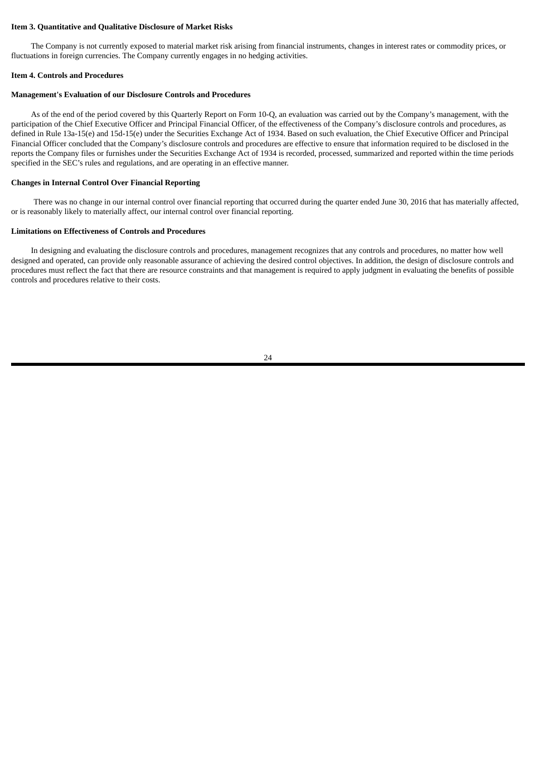**Item 3. Quantitative and Qualitative Disclosure of Market Risks**

The Company is not currently exposed to material market risk arising from financial instruments, changes in interest rates or commodity prices, or fluctuations in foreign currencies. The Company currently engages in no hedging activities.

**Item 4. Controls and Procedures**

**Management's Evaluation of our Disclosure Controls and Procedures**

As of the end of the period covered by this Quarterly Report on Form 10-Q, an evaluation was carried out by the Company's management, with the participation of the Chief Executive Officer and Principal Financial Officer, of the effectiveness of the Company's disclosure controls and procedures, as defined in Rule 13a-15(e) and 15d-15(e) under the Securities Exchange Act of 1934. Based on such evaluation, the Chief Executive Officer and Principal Financial Officer concluded that the Company's disclosure controls and procedures are effective to ensure that information required to be disclosed in the reports the Company files or furnishes under the Securities Exchange Act of 1934 is recorded, processed, summarized and reported within the time periods specified in the SEC's rules and regulations, and are operating in an effective manner.

**Changes in Internal Control Over Financial Reporting**

There was no change in our internal control over financial reporting that occurred during the quarter ended June 30, 2016 that has materially affected, or is reasonably likely to materially affect, our internal control over financial reporting.

**Limitations on Effectiveness of Controls and Procedures**

In designing and evaluating the disclosure controls and procedures, management recognizes that any controls and procedures, no matter how well designed and operated, can provide only reasonable assurance of achieving the desired control objectives. In addition, the design of disclosure controls and procedures must reflect the fact that there are resource constraints and that management is required to apply judgment in evaluating the benefits of possible controls and procedures relative to their costs.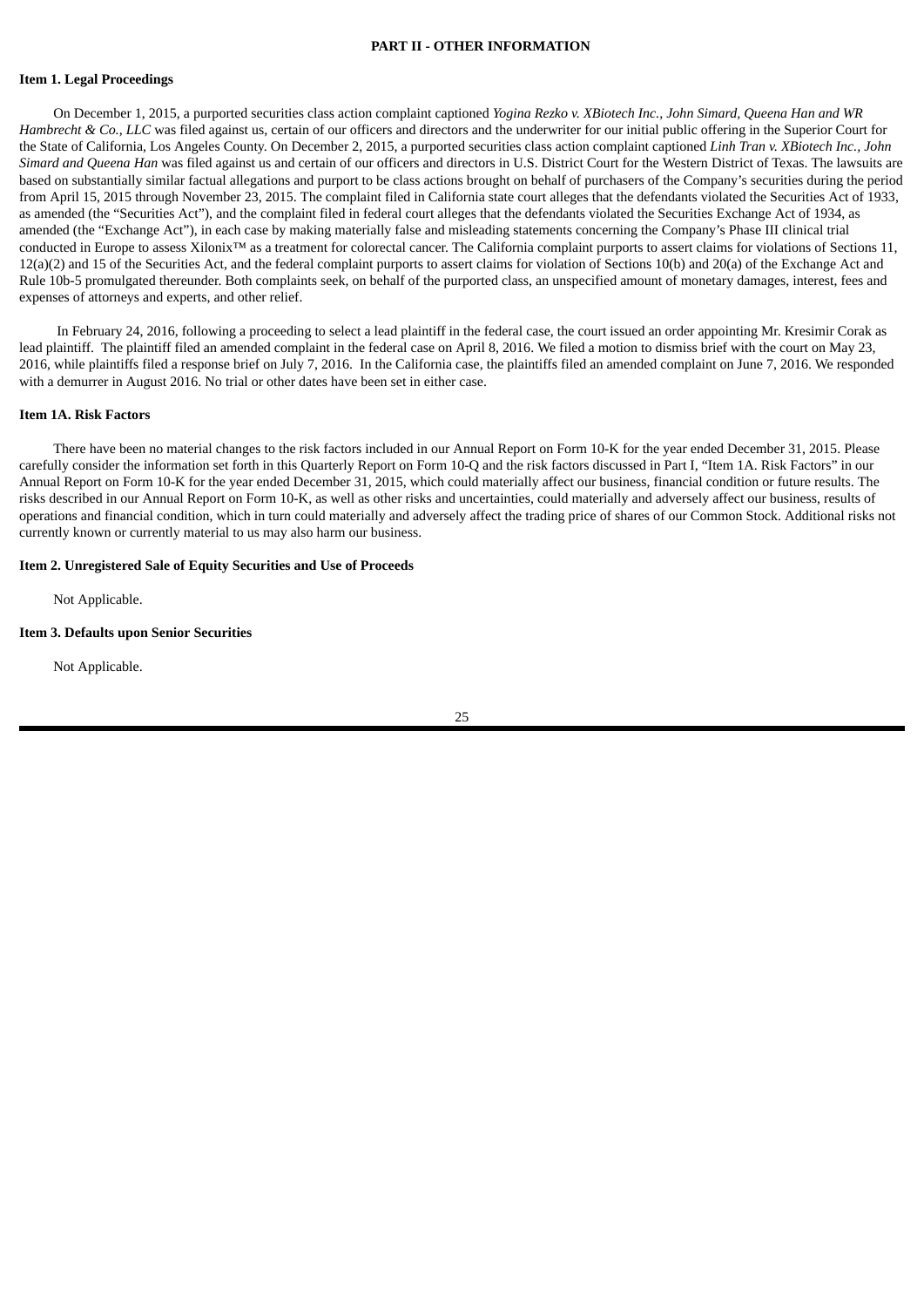# PART II - OTHER INFORMATION

## Item 1. Legal Proceedings

On December 1, 2015, a purported securities class action complaint captioned *Yogina Rezko v. XBiotech Inc., John Simard, Queena Han and WR Hambrecht & Co., LLC* was filed against us, certain of our officers and directors and the underwriter for our initial public offering in the Superior Court for the State of California, Los Angeles County. On December 2, 2015, a purported securities class action complaint captioned *Linh Tran v. XBiotech Inc., John Simard and Queena Han* was filed against us and certain of our officers and directors in U.S. District Court for the Western District of Texas. The lawsuits are based on substantially similar factual allegations and purport to be class actions brought on behalf of purchasers of the Company's securities during the period from April 15, 2015 through November 23, 2015. The complaint filed in California state court alleges that the defendants violated the Securities Act of 1933, as amended (the "Securities Act"), and the complaint filed in federal court alleges that the defendants violated the Securities Exchange Act of 1934, as amended (the "Exchange Act"), in each case by making materially false and misleading statements concerning the Company's Phase III clinical trial conducted in Europe to assess Xilonix™ as a treatment for colorectal cancer. The California complaint purports to assert claims for violations of Sections 11, 12(a)(2) and 15 of the Securities Act, and the federal complaint purports to assert claims for violation of Sections 10(b) and 20(a) of the Exchange Act and Rule 10b-5 promulgated thereunder. Both complaints seek, on behalf of the purported class, an unspecified amount of monetary damages, interest, fees and expenses of attorneys and experts, and other relief.

In February 24, 2016, following a proceeding to select a lead plaintiff in the federal case, the court issued an order appointing Mr. Kresimir Corak as lead plaintiff. The plaintiff filed an amended complaint in the federal case on April 8, 2016. We filed a motion to dismiss brief with the court on May 23, 2016, while plaintiffs filed a response brief on July 7, 2016. In the California case, the plaintiffs filed an amended complaint on June 7, 2016. We responded with a demurrer in August 2016. No trial or other dates have been set in either case.

## Item 1A. Risk Factors

There have been no material changes to the risk factors included in our Annual Report on Form 10-K for the year ended December 31, 2015. Please carefully consider the information set forth in this Quarterly Report on Form 10-Q and the risk factors discussed in Part I, "Item 1A. Risk Factors" in our Annual Report on Form 10-K for the year ended December 31, 2015, which could materially affect our business, financial condition or future results. The risks described in our Annual Report on Form 10-K, as well as other risks and uncertainties, could materially and adversely affect our business, results of operations and financial condition, which in turn could materially and adversely affect the trading price of shares of our Common Stock. Additional risks not currently known or currently material to us may also harm our business.

## Item 2. Unregistered Sale of Equity Securities and Use of Proceeds

Not Applicable.

## Item 3. Defaults upon Senior Securities

Not Applicable.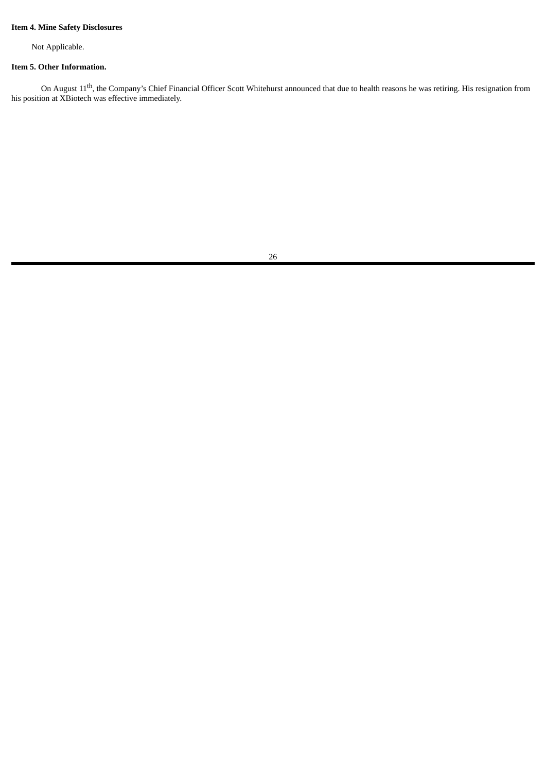**Item 4. Mine Safety Disclosures**

Not Applicable.

**Item 5. Other Information.**

On August 11th, the Company's Chief Financial Officer Scott Whitehurst announced that due to health reasons he was retiring. His resignation from his position at XBiotech was effective immediately.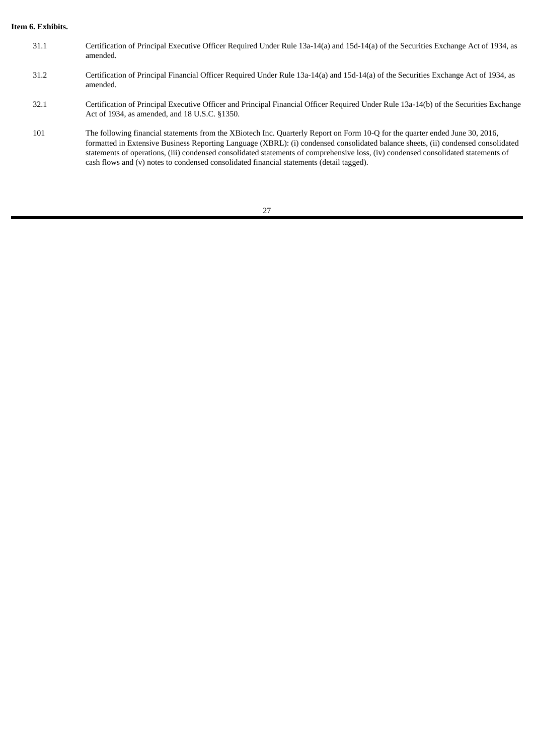**Item 6. Exhibits.**

| | |
|---|---|
| 31.1 | Certification of Principal Executive Officer Required Under Rule 13a-14(a) and 15d-14(a) of the Securities Exchange Act of 1934, as amended. |
| 31.2 | Certification of Principal Financial Officer Required Under Rule 13a-14(a) and 15d-14(a) of the Securities Exchange Act of 1934, as amended. |
| 32.1 | Certification of Principal Executive Officer and Principal Financial Officer Required Under Rule 13a-14(b) of the Securities Exchange Act of 1934, as amended, and 18 U.S.C. §1350. |
| 101 | The following financial statements from the XBiotech Inc. Quarterly Report on Form 10-Q for the quarter ended June 30, 2016, formatted in Extensive Business Reporting Language (XBRL): (i) condensed consolidated balance sheets, (ii) condensed consolidated statements of operations, (iii) condensed consolidated statements of comprehensive loss, (iv) condensed consolidated statements of cash flows and (v) notes to condensed consolidated financial statements (detail tagged). |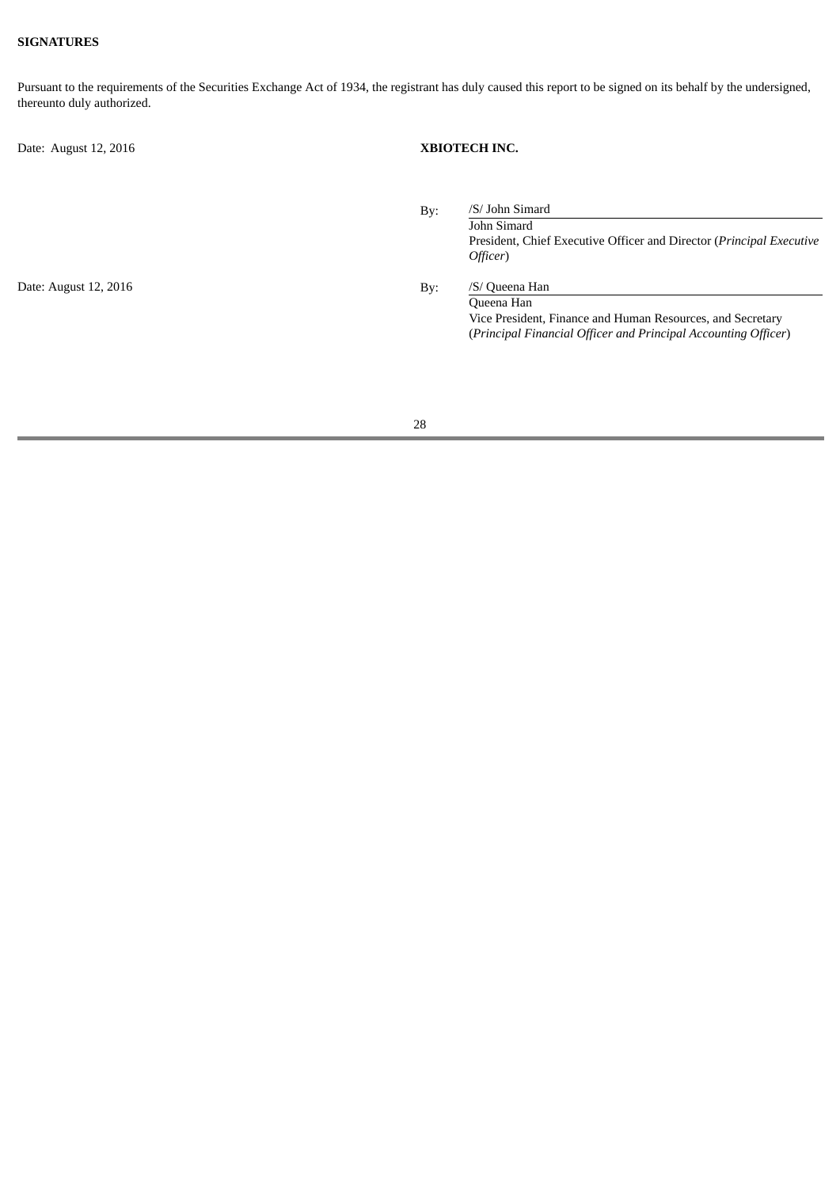**SIGNATURES**

Pursuant to the requirements of the Securities Exchange Act of 1934, the registrant has duly caused this report to be signed on its behalf by the undersigned, thereunto duly authorized.

Date: August 12, 2016

**XBIOTECH INC.**

By: /S/ John Simard
John Simard
President, Chief Executive Officer and Director (*Principal Executive Officer*)

Date: August 12, 2016

By: /S/ Queena Han
Queena Han
Vice President, Finance and Human Resources, and Secretary
(*Principal Financial Officer and Principal Accounting Officer*)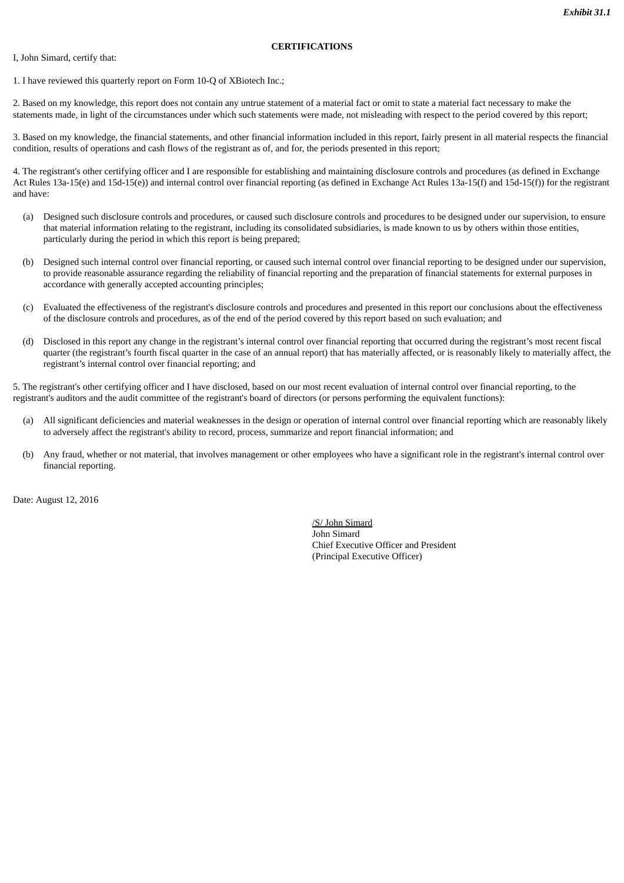***Exhibit 31.1***

**CERTIFICATIONS**

I, John Simard, certify that:

1. I have reviewed this quarterly report on Form 10-Q of XBiotech Inc.;

2. Based on my knowledge, this report does not contain any untrue statement of a material fact or omit to state a material fact necessary to make the statements made, in light of the circumstances under which such statements were made, not misleading with respect to the period covered by this report;

3. Based on my knowledge, the financial statements, and other financial information included in this report, fairly present in all material respects the financial condition, results of operations and cash flows of the registrant as of, and for, the periods presented in this report;

4. The registrant's other certifying officer and I are responsible for establishing and maintaining disclosure controls and procedures (as defined in Exchange Act Rules 13a-15(e) and 15d-15(e)) and internal control over financial reporting (as defined in Exchange Act Rules 13a-15(f) and 15d-15(f)) for the registrant and have:

(a) Designed such disclosure controls and procedures, or caused such disclosure controls and procedures to be designed under our supervision, to ensure that material information relating to the registrant, including its consolidated subsidiaries, is made known to us by others within those entities, particularly during the period in which this report is being prepared;

(b) Designed such internal control over financial reporting, or caused such internal control over financial reporting to be designed under our supervision, to provide reasonable assurance regarding the reliability of financial reporting and the preparation of financial statements for external purposes in accordance with generally accepted accounting principles;

(c) Evaluated the effectiveness of the registrant's disclosure controls and procedures and presented in this report our conclusions about the effectiveness of the disclosure controls and procedures, as of the end of the period covered by this report based on such evaluation; and

(d) Disclosed in this report any change in the registrant's internal control over financial reporting that occurred during the registrant's most recent fiscal quarter (the registrant's fourth fiscal quarter in the case of an annual report) that has materially affected, or is reasonably likely to materially affect, the registrant's internal control over financial reporting; and

5. The registrant's other certifying officer and I have disclosed, based on our most recent evaluation of internal control over financial reporting, to the registrant's auditors and the audit committee of the registrant's board of directors (or persons performing the equivalent functions):

(a) All significant deficiencies and material weaknesses in the design or operation of internal control over financial reporting which are reasonably likely to adversely affect the registrant's ability to record, process, summarize and report financial information; and

(b) Any fraud, whether or not material, that involves management or other employees who have a significant role in the registrant's internal control over financial reporting.

Date: August 12, 2016

/S/ John Simard
John Simard
Chief Executive Officer and President
(Principal Executive Officer)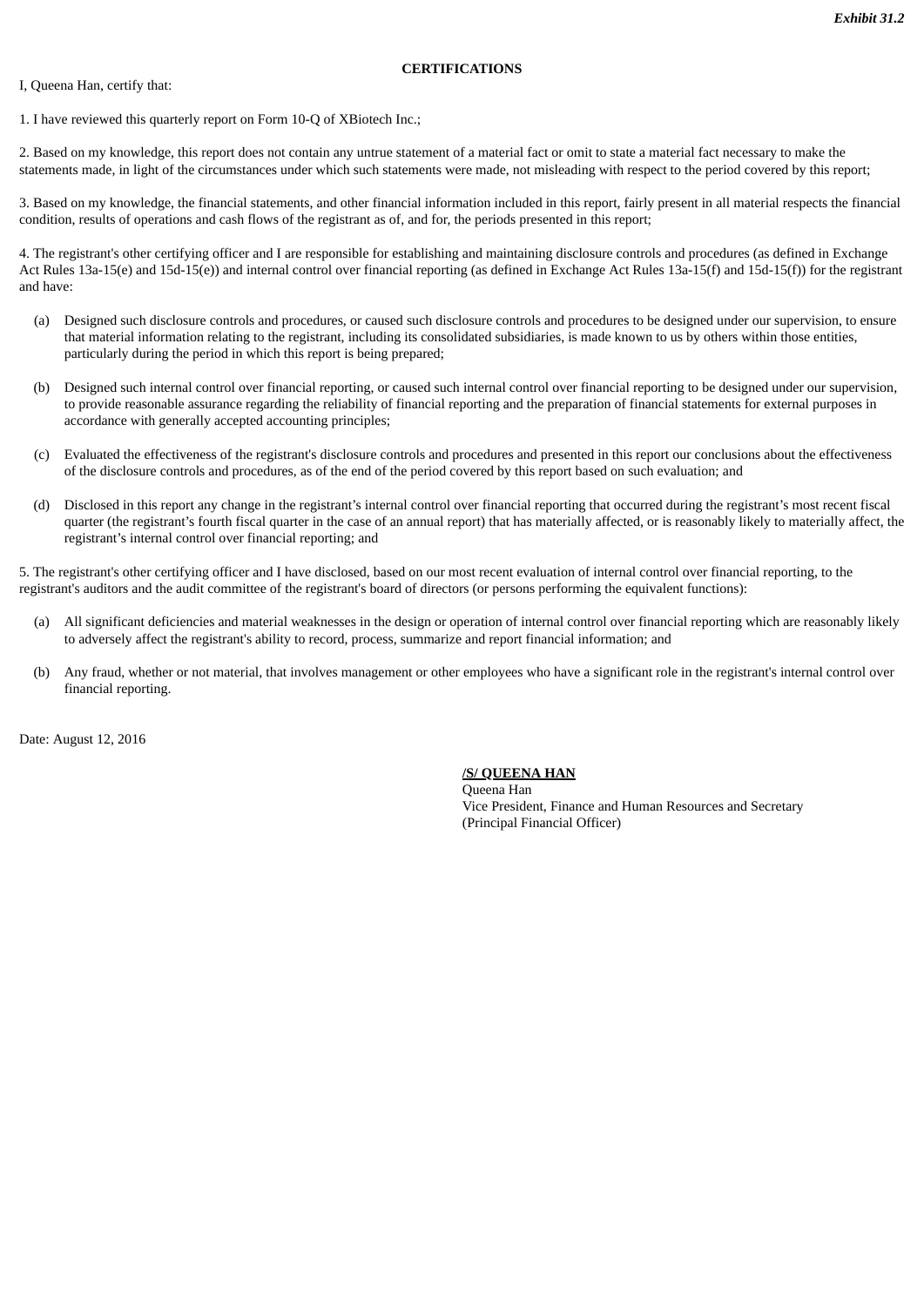***Exhibit 31.2***

**CERTIFICATIONS**

I, Queena Han, certify that:

1. I have reviewed this quarterly report on Form 10-Q of XBiotech Inc.;

2. Based on my knowledge, this report does not contain any untrue statement of a material fact or omit to state a material fact necessary to make the statements made, in light of the circumstances under which such statements were made, not misleading with respect to the period covered by this report;

3. Based on my knowledge, the financial statements, and other financial information included in this report, fairly present in all material respects the financial condition, results of operations and cash flows of the registrant as of, and for, the periods presented in this report;

4. The registrant's other certifying officer and I are responsible for establishing and maintaining disclosure controls and procedures (as defined in Exchange Act Rules 13a-15(e) and 15d-15(e)) and internal control over financial reporting (as defined in Exchange Act Rules 13a-15(f) and 15d-15(f)) for the registrant and have:

(a) Designed such disclosure controls and procedures, or caused such disclosure controls and procedures to be designed under our supervision, to ensure that material information relating to the registrant, including its consolidated subsidiaries, is made known to us by others within those entities, particularly during the period in which this report is being prepared;

(b) Designed such internal control over financial reporting, or caused such internal control over financial reporting to be designed under our supervision, to provide reasonable assurance regarding the reliability of financial reporting and the preparation of financial statements for external purposes in accordance with generally accepted accounting principles;

(c) Evaluated the effectiveness of the registrant's disclosure controls and procedures and presented in this report our conclusions about the effectiveness of the disclosure controls and procedures, as of the end of the period covered by this report based on such evaluation; and

(d) Disclosed in this report any change in the registrant's internal control over financial reporting that occurred during the registrant's most recent fiscal quarter (the registrant's fourth fiscal quarter in the case of an annual report) that has materially affected, or is reasonably likely to materially affect, the registrant's internal control over financial reporting; and

5. The registrant's other certifying officer and I have disclosed, based on our most recent evaluation of internal control over financial reporting, to the registrant's auditors and the audit committee of the registrant's board of directors (or persons performing the equivalent functions):

(a) All significant deficiencies and material weaknesses in the design or operation of internal control over financial reporting which are reasonably likely to adversely affect the registrant's ability to record, process, summarize and report financial information; and

(b) Any fraud, whether or not material, that involves management or other employees who have a significant role in the registrant's internal control over financial reporting.

Date: August 12, 2016

**/S/ QUEENA HAN**
Queena Han
Vice President, Finance and Human Resources and Secretary
(Principal Financial Officer)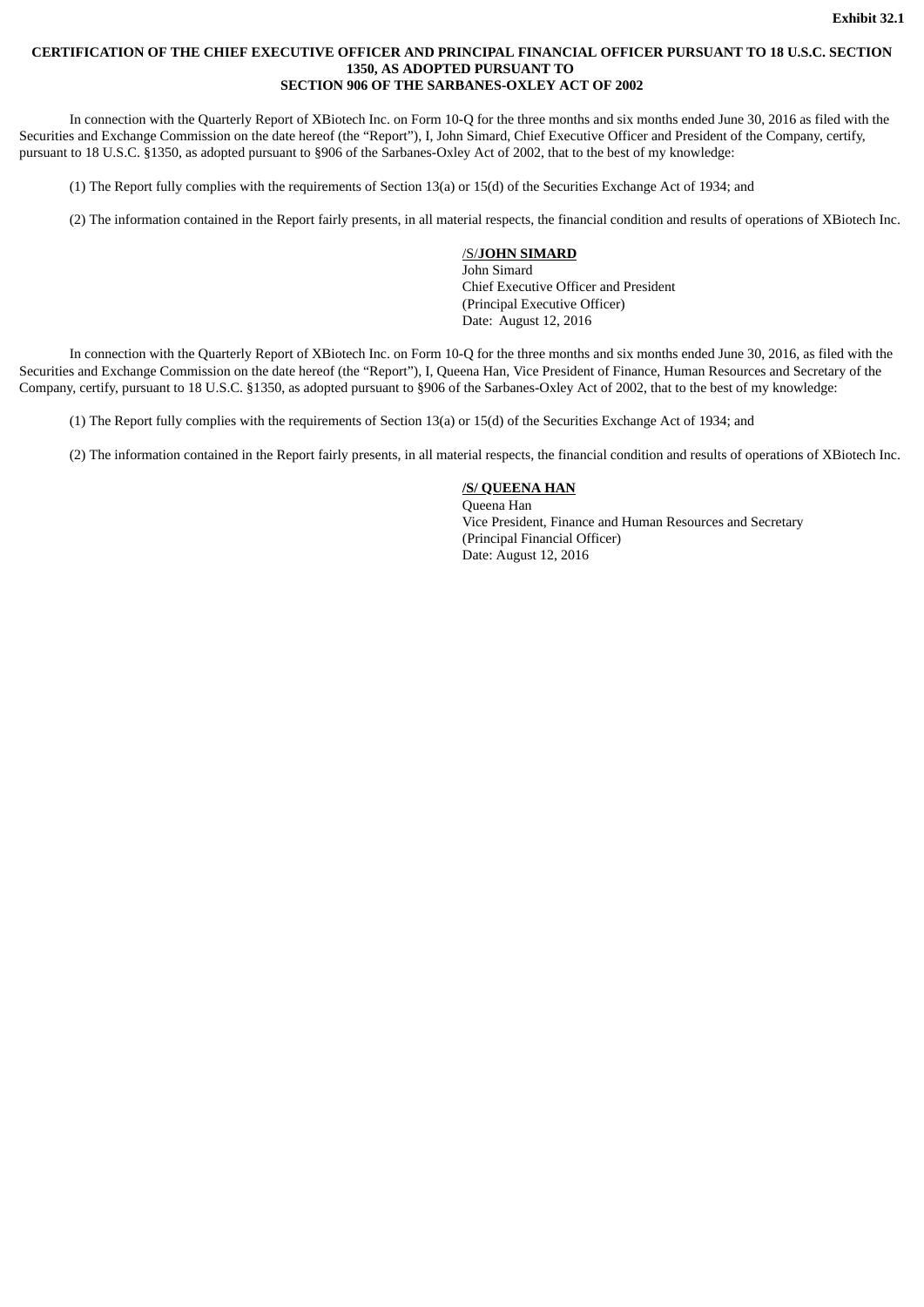**Exhibit 32.1**

**CERTIFICATION OF THE CHIEF EXECUTIVE OFFICER AND PRINCIPAL FINANCIAL OFFICER PURSUANT TO 18 U.S.C. SECTION 1350, AS ADOPTED PURSUANT TO SECTION 906 OF THE SARBANES-OXLEY ACT OF 2002**

In connection with the Quarterly Report of XBiotech Inc. on Form 10-Q for the three months and six months ended June 30, 2016 as filed with the Securities and Exchange Commission on the date hereof (the “Report”), I, John Simard, Chief Executive Officer and President of the Company, certify, pursuant to 18 U.S.C. §1350, as adopted pursuant to §906 of the Sarbanes-Oxley Act of 2002, that to the best of my knowledge:

(1) The Report fully complies with the requirements of Section 13(a) or 15(d) of the Securities Exchange Act of 1934; and

(2) The information contained in the Report fairly presents, in all material respects, the financial condition and results of operations of XBiotech Inc.

/S/**JOHN SIMARD**
John Simard
Chief Executive Officer and President
(Principal Executive Officer)
Date: August 12, 2016

In connection with the Quarterly Report of XBiotech Inc. on Form 10-Q for the three months and six months ended June 30, 2016, as filed with the Securities and Exchange Commission on the date hereof (the “Report”), I, Queena Han, Vice President of Finance, Human Resources and Secretary of the Company, certify, pursuant to 18 U.S.C. §1350, as adopted pursuant to §906 of the Sarbanes-Oxley Act of 2002, that to the best of my knowledge:

(1) The Report fully complies with the requirements of Section 13(a) or 15(d) of the Securities Exchange Act of 1934; and

(2) The information contained in the Report fairly presents, in all material respects, the financial condition and results of operations of XBiotech Inc.

**/S/ QUEENA HAN**
Queena Han
Vice President, Finance and Human Resources and Secretary
(Principal Financial Officer)
Date: August 12, 2016